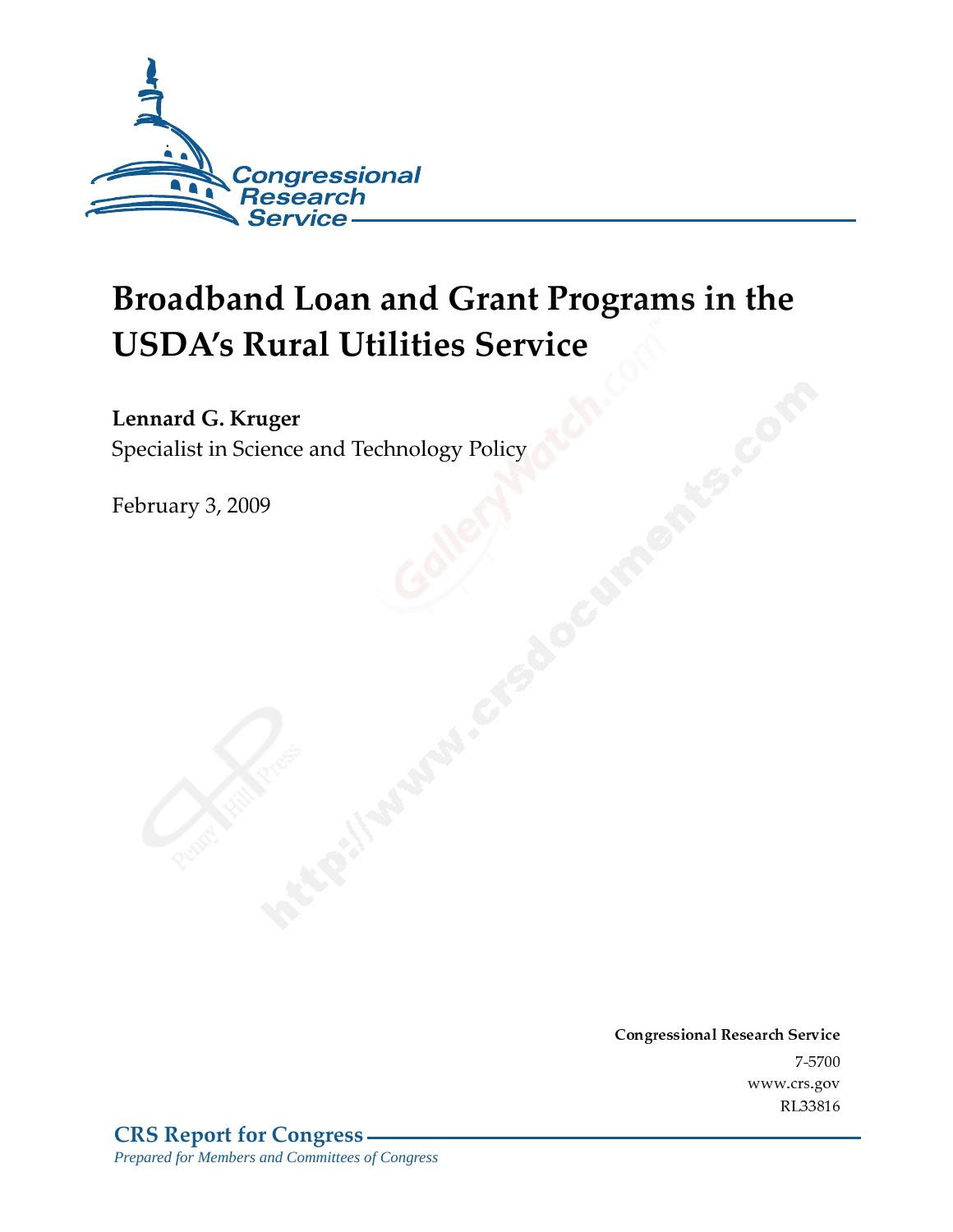# Broadband Loan and Grant Programs in the USDA's Rural Utilities Service

**Lennard G. Kruger**
Specialist in Science and Technology Policy

February 3, 2009

**Congressional Research Service**
7-5700
www.crs.gov
RL33816

**CRS Report for Congress**
*Prepared for Members and Committees of Congress*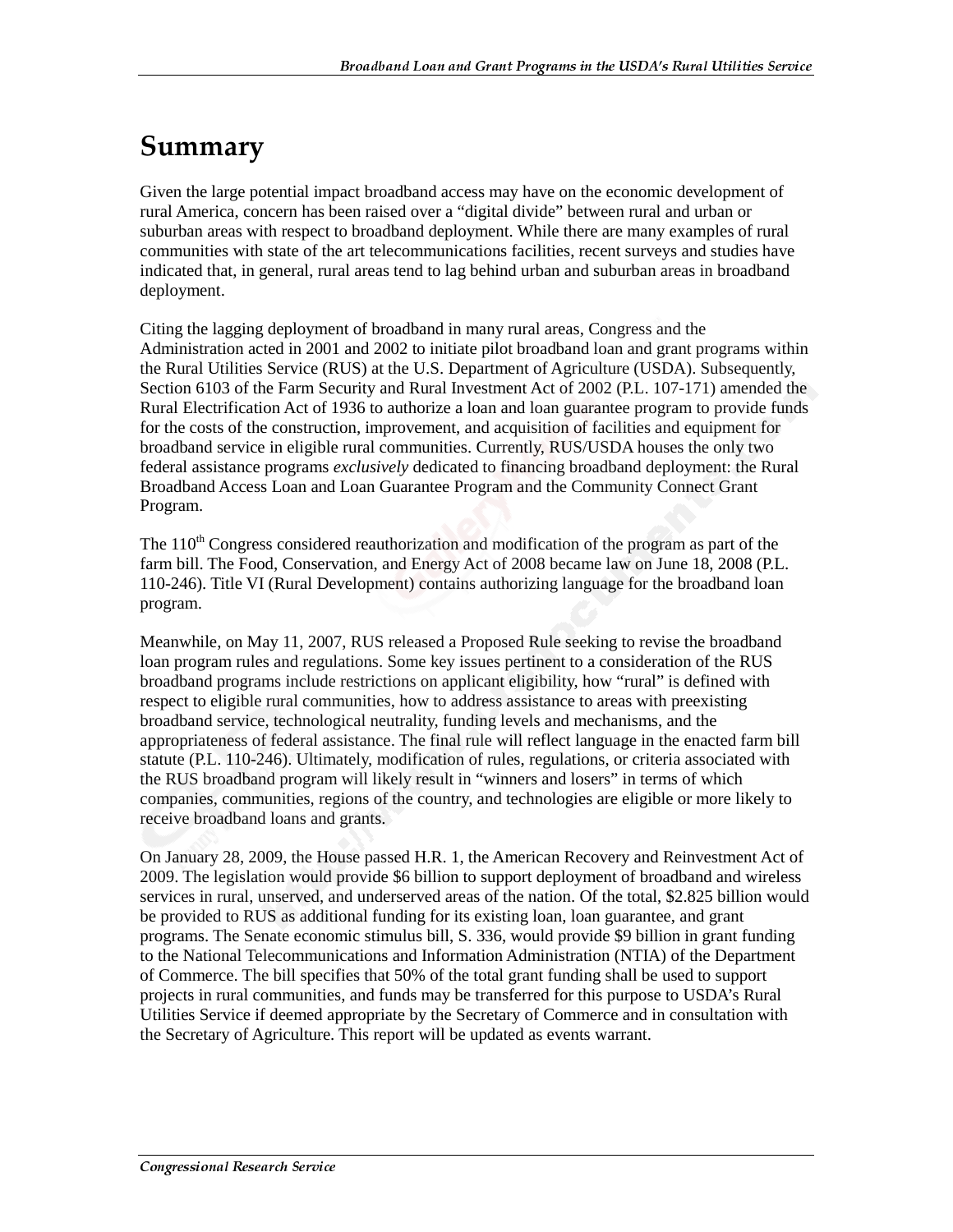# Summary

Given the large potential impact broadband access may have on the economic development of rural America, concern has been raised over a "digital divide" between rural and urban or suburban areas with respect to broadband deployment. While there are many examples of rural communities with state of the art telecommunications facilities, recent surveys and studies have indicated that, in general, rural areas tend to lag behind urban and suburban areas in broadband deployment.

Citing the lagging deployment of broadband in many rural areas, Congress and the Administration acted in 2001 and 2002 to initiate pilot broadband loan and grant programs within the Rural Utilities Service (RUS) at the U.S. Department of Agriculture (USDA). Subsequently, Section 6103 of the Farm Security and Rural Investment Act of 2002 (P.L. 107-171) amended the Rural Electrification Act of 1936 to authorize a loan and loan guarantee program to provide funds for the costs of the construction, improvement, and acquisition of facilities and equipment for broadband service in eligible rural communities. Currently, RUS/USDA houses the only two federal assistance programs *exclusively* dedicated to financing broadband deployment: the Rural Broadband Access Loan and Loan Guarantee Program and the Community Connect Grant Program.

The 110th Congress considered reauthorization and modification of the program as part of the farm bill. The Food, Conservation, and Energy Act of 2008 became law on June 18, 2008 (P.L. 110-246). Title VI (Rural Development) contains authorizing language for the broadband loan program.

Meanwhile, on May 11, 2007, RUS released a Proposed Rule seeking to revise the broadband loan program rules and regulations. Some key issues pertinent to a consideration of the RUS broadband programs include restrictions on applicant eligibility, how "rural" is defined with respect to eligible rural communities, how to address assistance to areas with preexisting broadband service, technological neutrality, funding levels and mechanisms, and the appropriateness of federal assistance. The final rule will reflect language in the enacted farm bill statute (P.L. 110-246). Ultimately, modification of rules, regulations, or criteria associated with the RUS broadband program will likely result in "winners and losers" in terms of which companies, communities, regions of the country, and technologies are eligible or more likely to receive broadband loans and grants.

On January 28, 2009, the House passed H.R. 1, the American Recovery and Reinvestment Act of 2009. The legislation would provide $6 billion to support deployment of broadband and wireless services in rural, unserved, and underserved areas of the nation. Of the total, $2.825 billion would be provided to RUS as additional funding for its existing loan, loan guarantee, and grant programs. The Senate economic stimulus bill, S. 336, would provide $9 billion in grant funding to the National Telecommunications and Information Administration (NTIA) of the Department of Commerce. The bill specifies that 50% of the total grant funding shall be used to support projects in rural communities, and funds may be transferred for this purpose to USDA's Rural Utilities Service if deemed appropriate by the Secretary of Commerce and in consultation with the Secretary of Agriculture. This report will be updated as events warrant.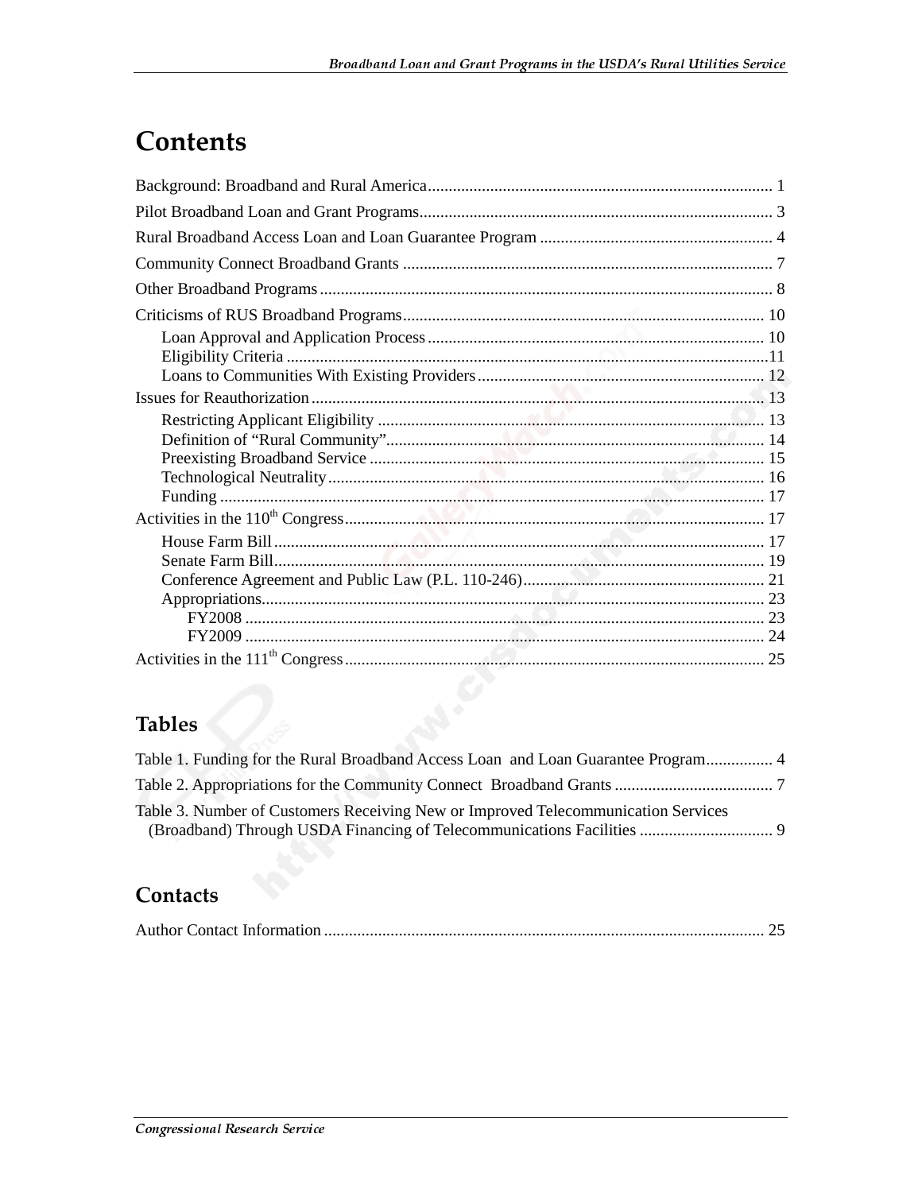# Contents

Background: Broadband and Rural America ... 1

Pilot Broadband Loan and Grant Programs ... 3

Rural Broadband Access Loan and Loan Guarantee Program ... 4

Community Connect Broadband Grants ... 7

Other Broadband Programs ... 8

Criticisms of RUS Broadband Programs ... 10

- Loan Approval and Application Process ... 10
- Eligibility Criteria ... 11
- Loans to Communities With Existing Providers ... 12

Issues for Reauthorization ... 13

- Restricting Applicant Eligibility ... 13
- Definition of "Rural Community" ... 14
- Preexisting Broadband Service ... 15
- Technological Neutrality ... 16
- Funding ... 17

Activities in the 110th Congress ... 17

- House Farm Bill ... 17
- Senate Farm Bill ... 19
- Conference Agreement and Public Law (P.L. 110-246) ... 21
- Appropriations ... 23
  - FY2008 ... 23
  - FY2009 ... 24

Activities in the 111th Congress ... 25

## Tables

Table 1. Funding for the Rural Broadband Access Loan and Loan Guarantee Program ... 4

Table 2. Appropriations for the Community Connect Broadband Grants ... 7

Table 3. Number of Customers Receiving New or Improved Telecommunication Services (Broadband) Through USDA Financing of Telecommunications Facilities ... 9

## Contacts

Author Contact Information ... 25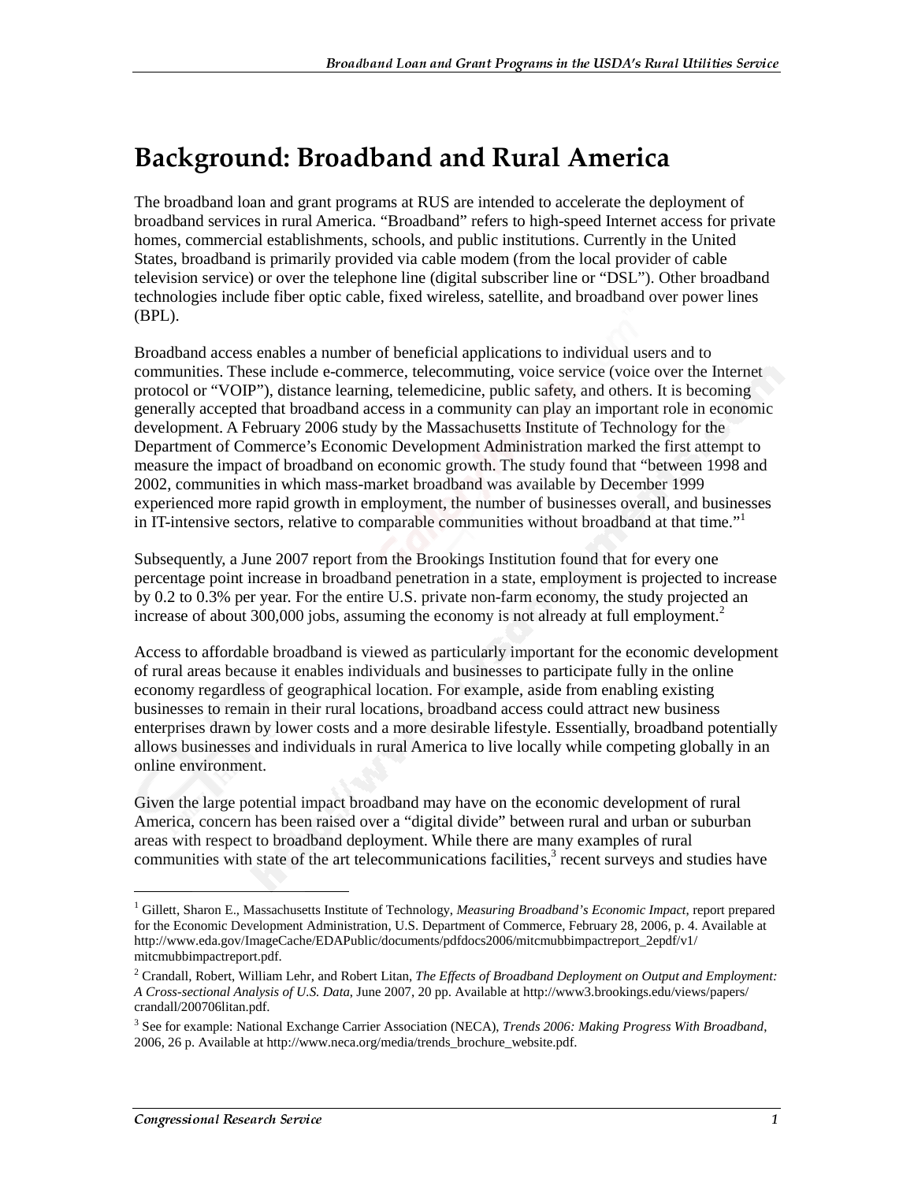# Background: Broadband and Rural America

The broadband loan and grant programs at RUS are intended to accelerate the deployment of broadband services in rural America. "Broadband" refers to high-speed Internet access for private homes, commercial establishments, schools, and public institutions. Currently in the United States, broadband is primarily provided via cable modem (from the local provider of cable television service) or over the telephone line (digital subscriber line or "DSL"). Other broadband technologies include fiber optic cable, fixed wireless, satellite, and broadband over power lines (BPL).

Broadband access enables a number of beneficial applications to individual users and to communities. These include e-commerce, telecommuting, voice service (voice over the Internet protocol or "VOIP"), distance learning, telemedicine, public safety, and others. It is becoming generally accepted that broadband access in a community can play an important role in economic development. A February 2006 study by the Massachusetts Institute of Technology for the Department of Commerce's Economic Development Administration marked the first attempt to measure the impact of broadband on economic growth. The study found that "between 1998 and 2002, communities in which mass-market broadband was available by December 1999 experienced more rapid growth in employment, the number of businesses overall, and businesses in IT-intensive sectors, relative to comparable communities without broadband at that time."[1]

Subsequently, a June 2007 report from the Brookings Institution found that for every one percentage point increase in broadband penetration in a state, employment is projected to increase by 0.2 to 0.3% per year. For the entire U.S. private non-farm economy, the study projected an increase of about 300,000 jobs, assuming the economy is not already at full employment.[2]

Access to affordable broadband is viewed as particularly important for the economic development of rural areas because it enables individuals and businesses to participate fully in the online economy regardless of geographical location. For example, aside from enabling existing businesses to remain in their rural locations, broadband access could attract new business enterprises drawn by lower costs and a more desirable lifestyle. Essentially, broadband potentially allows businesses and individuals in rural America to live locally while competing globally in an online environment.

Given the large potential impact broadband may have on the economic development of rural America, concern has been raised over a "digital divide" between rural and urban or suburban areas with respect to broadband deployment. While there are many examples of rural communities with state of the art telecommunications facilities,[3] recent surveys and studies have

---

[1] Gillett, Sharon E., Massachusetts Institute of Technology, *Measuring Broadband's Economic Impact*, report prepared for the Economic Development Administration, U.S. Department of Commerce, February 28, 2006, p. 4. Available at http://www.eda.gov/ImageCache/EDAPublic/documents/pdfdocs2006/mitcmubbimpactreport_2epdf/v1/mitcmubbimpactreport.pdf.

[2] Crandall, Robert, William Lehr, and Robert Litan, *The Effects of Broadband Deployment on Output and Employment: A Cross-sectional Analysis of U.S. Data*, June 2007, 20 pp. Available at http://www3.brookings.edu/views/papers/crandall/200706litan.pdf.

[3] See for example: National Exchange Carrier Association (NECA), *Trends 2006: Making Progress With Broadband*, 2006, 26 p. Available at http://www.neca.org/media/trends_brochure_website.pdf.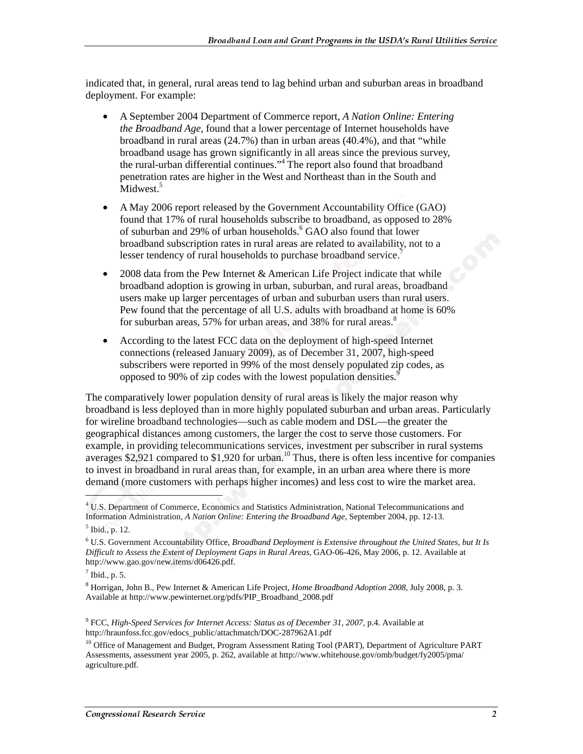indicated that, in general, rural areas tend to lag behind urban and suburban areas in broadband deployment. For example:

- A September 2004 Department of Commerce report, *A Nation Online: Entering the Broadband Age*, found that a lower percentage of Internet households have broadband in rural areas (24.7%) than in urban areas (40.4%), and that "while broadband usage has grown significantly in all areas since the previous survey, the rural-urban differential continues."[4] The report also found that broadband penetration rates are higher in the West and Northeast than in the South and Midwest.[5]
- A May 2006 report released by the Government Accountability Office (GAO) found that 17% of rural households subscribe to broadband, as opposed to 28% of suburban and 29% of urban households.[6] GAO also found that lower broadband subscription rates in rural areas are related to availability, not to a lesser tendency of rural households to purchase broadband service.[7]
- 2008 data from the Pew Internet & American Life Project indicate that while broadband adoption is growing in urban, suburban, and rural areas, broadband users make up larger percentages of urban and suburban users than rural users. Pew found that the percentage of all U.S. adults with broadband at home is 60% for suburban areas, 57% for urban areas, and 38% for rural areas.[8]
- According to the latest FCC data on the deployment of high-speed Internet connections (released January 2009), as of December 31, 2007, high-speed subscribers were reported in 99% of the most densely populated zip codes, as opposed to 90% of zip codes with the lowest population densities.[9]

The comparatively lower population density of rural areas is likely the major reason why broadband is less deployed than in more highly populated suburban and urban areas. Particularly for wireline broadband technologies—such as cable modem and DSL—the greater the geographical distances among customers, the larger the cost to serve those customers. For example, in providing telecommunications services, investment per subscriber in rural systems averages $2,921 compared to $1,920 for urban.[10] Thus, there is often less incentive for companies to invest in broadband in rural areas than, for example, in an urban area where there is more demand (more customers with perhaps higher incomes) and less cost to wire the market area.

---

[4] U.S. Department of Commerce, Economics and Statistics Administration, National Telecommunications and Information Administration, *A Nation Online: Entering the Broadband Age*, September 2004, pp. 12-13.

[5] Ibid., p. 12.

[6] U.S. Government Accountability Office, *Broadband Deployment is Extensive throughout the United States, but It Is Difficult to Assess the Extent of Deployment Gaps in Rural Areas*, GAO-06-426, May 2006, p. 12. Available at http://www.gao.gov/new.items/d06426.pdf.

[7] Ibid., p. 5.

[8] Horrigan, John B., Pew Internet & American Life Project, *Home Broadband Adoption 2008*, July 2008, p. 3. Available at http://www.pewinternet.org/pdfs/PIP_Broadband_2008.pdf

[9] FCC, *High-Speed Services for Internet Access: Status as of December 31, 2007*, p.4. Available at http://hraunfoss.fcc.gov/edocs_public/attachmatch/DOC-287962A1.pdf

[10] Office of Management and Budget, Program Assessment Rating Tool (PART), Department of Agriculture PART Assessments, assessment year 2005, p. 262, available at http://www.whitehouse.gov/omb/budget/fy2005/pma/agriculture.pdf.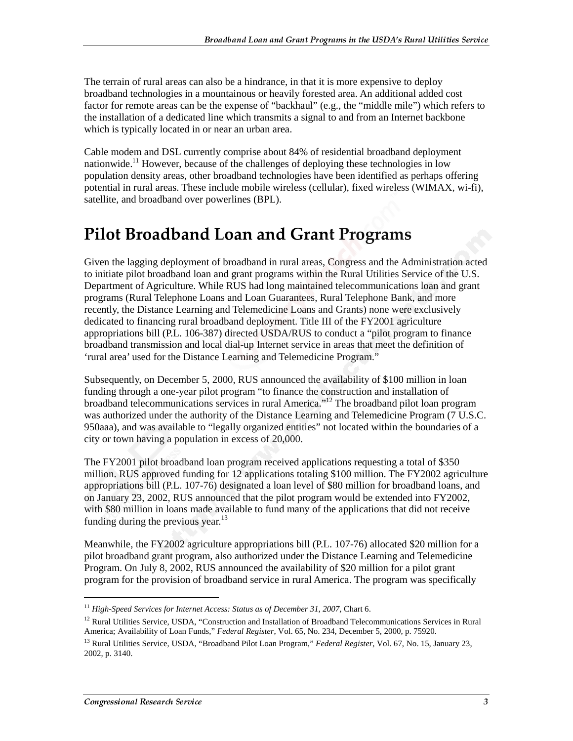The terrain of rural areas can also be a hindrance, in that it is more expensive to deploy broadband technologies in a mountainous or heavily forested area. An additional added cost factor for remote areas can be the expense of "backhaul" (e.g., the "middle mile") which refers to the installation of a dedicated line which transmits a signal to and from an Internet backbone which is typically located in or near an urban area.

Cable modem and DSL currently comprise about 84% of residential broadband deployment nationwide.[11] However, because of the challenges of deploying these technologies in low population density areas, other broadband technologies have been identified as perhaps offering potential in rural areas. These include mobile wireless (cellular), fixed wireless (WIMAX, wi-fi), satellite, and broadband over powerlines (BPL).

# Pilot Broadband Loan and Grant Programs

Given the lagging deployment of broadband in rural areas, Congress and the Administration acted to initiate pilot broadband loan and grant programs within the Rural Utilities Service of the U.S. Department of Agriculture. While RUS had long maintained telecommunications loan and grant programs (Rural Telephone Loans and Loan Guarantees, Rural Telephone Bank, and more recently, the Distance Learning and Telemedicine Loans and Grants) none were exclusively dedicated to financing rural broadband deployment. Title III of the FY2001 agriculture appropriations bill (P.L. 106-387) directed USDA/RUS to conduct a "pilot program to finance broadband transmission and local dial-up Internet service in areas that meet the definition of 'rural area' used for the Distance Learning and Telemedicine Program."

Subsequently, on December 5, 2000, RUS announced the availability of $100 million in loan funding through a one-year pilot program "to finance the construction and installation of broadband telecommunications services in rural America."[12] The broadband pilot loan program was authorized under the authority of the Distance Learning and Telemedicine Program (7 U.S.C. 950aaa), and was available to "legally organized entities" not located within the boundaries of a city or town having a population in excess of 20,000.

The FY2001 pilot broadband loan program received applications requesting a total of $350 million. RUS approved funding for 12 applications totaling $100 million. The FY2002 agriculture appropriations bill (P.L. 107-76) designated a loan level of $80 million for broadband loans, and on January 23, 2002, RUS announced that the pilot program would be extended into FY2002, with $80 million in loans made available to fund many of the applications that did not receive funding during the previous year.[13]

Meanwhile, the FY2002 agriculture appropriations bill (P.L. 107-76) allocated $20 million for a pilot broadband grant program, also authorized under the Distance Learning and Telemedicine Program. On July 8, 2002, RUS announced the availability of $20 million for a pilot grant program for the provision of broadband service in rural America. The program was specifically

---

[11] *High-Speed Services for Internet Access: Status as of December 31, 2007*, Chart 6.

[12] Rural Utilities Service, USDA, "Construction and Installation of Broadband Telecommunications Services in Rural America; Availability of Loan Funds," *Federal Register*, Vol. 65, No. 234, December 5, 2000, p. 75920.

[13] Rural Utilities Service, USDA, "Broadband Pilot Loan Program," *Federal Register*, Vol. 67, No. 15, January 23, 2002, p. 3140.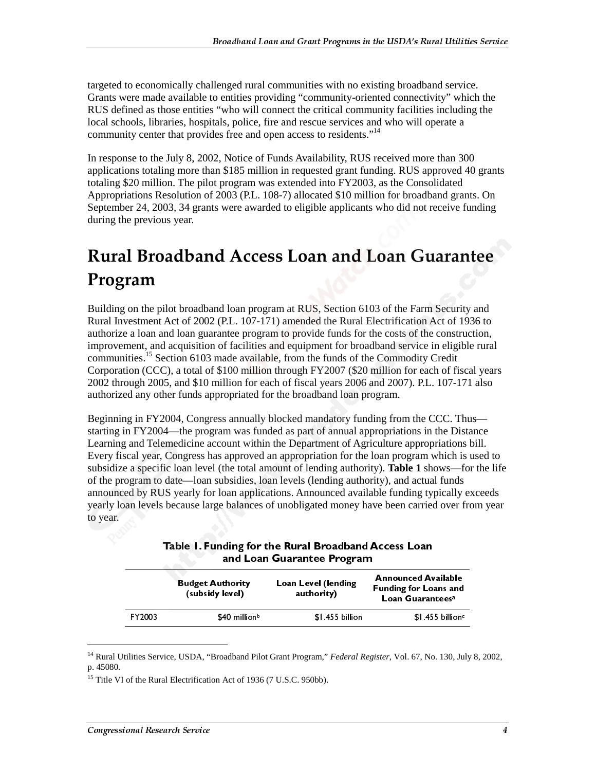targeted to economically challenged rural communities with no existing broadband service. Grants were made available to entities providing "community-oriented connectivity" which the RUS defined as those entities "who will connect the critical community facilities including the local schools, libraries, hospitals, police, fire and rescue services and who will operate a community center that provides free and open access to residents."[14]

In response to the July 8, 2002, Notice of Funds Availability, RUS received more than 300 applications totaling more than $185 million in requested grant funding. RUS approved 40 grants totaling $20 million. The pilot program was extended into FY2003, as the Consolidated Appropriations Resolution of 2003 (P.L. 108-7) allocated $10 million for broadband grants. On September 24, 2003, 34 grants were awarded to eligible applicants who did not receive funding during the previous year.

# Rural Broadband Access Loan and Loan Guarantee Program

Building on the pilot broadband loan program at RUS, Section 6103 of the Farm Security and Rural Investment Act of 2002 (P.L. 107-171) amended the Rural Electrification Act of 1936 to authorize a loan and loan guarantee program to provide funds for the costs of the construction, improvement, and acquisition of facilities and equipment for broadband service in eligible rural communities.[15] Section 6103 made available, from the funds of the Commodity Credit Corporation (CCC), a total of $100 million through FY2007 ($20 million for each of fiscal years 2002 through 2005, and $10 million for each of fiscal years 2006 and 2007). P.L. 107-171 also authorized any other funds appropriated for the broadband loan program.

Beginning in FY2004, Congress annually blocked mandatory funding from the CCC. Thus—starting in FY2004—the program was funded as part of annual appropriations in the Distance Learning and Telemedicine account within the Department of Agriculture appropriations bill. Every fiscal year, Congress has approved an appropriation for the loan program which is used to subsidize a specific loan level (the total amount of lending authority). **Table 1** shows—for the life of the program to date—loan subsidies, loan levels (lending authority), and actual funds announced by RUS yearly for loan applications. Announced available funding typically exceeds yearly loan levels because large balances of unobligated money have been carried over from year to year.

**Table 1. Funding for the Rural Broadband Access Loan and Loan Guarantee Program**

| | Budget Authority (subsidy level) | Loan Level (lending authority) | Announced Available Funding for Loans and Loan Guarantees[a] |
|---|---|---|---|
| FY2003 | $40 million[b] | $1.455 billion | $1.455 billion[c] |

[14] Rural Utilities Service, USDA, "Broadband Pilot Grant Program," *Federal Register*, Vol. 67, No. 130, July 8, 2002, p. 45080.

[15] Title VI of the Rural Electrification Act of 1936 (7 U.S.C. 950bb).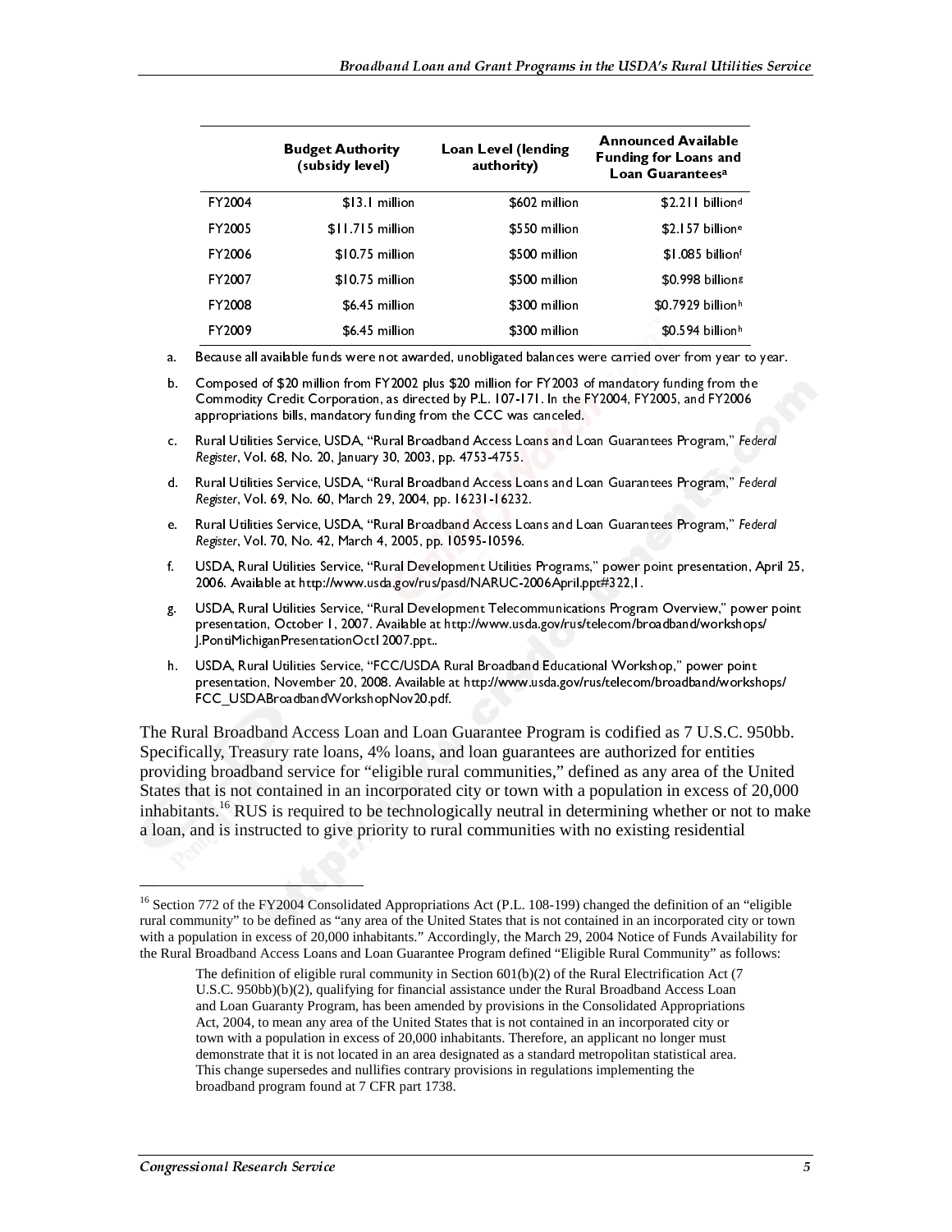| | Budget Authority (subsidy level) | Loan Level (lending authority) | Announced Available Funding for Loans and Loan Guarantees[a] |
|---|---|---|---|
| FY2004 | $13.1 million | $602 million | $2.211 billion[d] |
| FY2005 | $11.715 million | $550 million | $2.157 billion[e] |
| FY2006 | $10.75 million | $500 million | $1.085 billion[f] |
| FY2007 | $10.75 million | $500 million | $0.998 billion[g] |
| FY2008 | $6.45 million | $300 million | $0.7929 billion[h] |
| FY2009 | $6.45 million | $300 million | $0.594 billion[h] |

a. Because all available funds were not awarded, unobligated balances were carried over from year to year.

b. Composed of $20 million from FY2002 plus $20 million for FY2003 of mandatory funding from the Commodity Credit Corporation, as directed by P.L. 107-171. In the FY2004, FY2005, and FY2006 appropriations bills, mandatory funding from the CCC was canceled.

c. Rural Utilities Service, USDA, "Rural Broadband Access Loans and Loan Guarantees Program," *Federal Register*, Vol. 68, No. 20, January 30, 2003, pp. 4753-4755.

d. Rural Utilities Service, USDA, "Rural Broadband Access Loans and Loan Guarantees Program," *Federal Register*, Vol. 69, No. 60, March 29, 2004, pp. 16231-16232.

e. Rural Utilities Service, USDA, "Rural Broadband Access Loans and Loan Guarantees Program," *Federal Register*, Vol. 70, No. 42, March 4, 2005, pp. 10595-10596.

f. USDA, Rural Utilities Service, "Rural Development Utilities Programs," power point presentation, April 25, 2006. Available at http://www.usda.gov/rus/pasd/NARUC-2006April.ppt#322,1.

g. USDA, Rural Utilities Service, "Rural Development Telecommunications Program Overview," power point presentation, October 1, 2007. Available at http://www.usda.gov/rus/telecom/broadband/workshops/J.PontiMichiganPresentationOct12007.ppt..

h. USDA, Rural Utilities Service, "FCC/USDA Rural Broadband Educational Workshop," power point presentation, November 20, 2008. Available at http://www.usda.gov/rus/telecom/broadband/workshops/FCC_USDABroadbandWorkshopNov20.pdf.

The Rural Broadband Access Loan and Loan Guarantee Program is codified as 7 U.S.C. 950bb. Specifically, Treasury rate loans, 4% loans, and loan guarantees are authorized for entities providing broadband service for "eligible rural communities," defined as any area of the United States that is not contained in an incorporated city or town with a population in excess of 20,000 inhabitants.[16] RUS is required to be technologically neutral in determining whether or not to make a loan, and is instructed to give priority to rural communities with no existing residential

---

[16] Section 772 of the FY2004 Consolidated Appropriations Act (P.L. 108-199) changed the definition of an "eligible rural community" to be defined as "any area of the United States that is not contained in an incorporated city or town with a population in excess of 20,000 inhabitants." Accordingly, the March 29, 2004 Notice of Funds Availability for the Rural Broadband Access Loans and Loan Guarantee Program defined "Eligible Rural Community" as follows:

> The definition of eligible rural community in Section 601(b)(2) of the Rural Electrification Act (7 U.S.C. 950bb)(b)(2), qualifying for financial assistance under the Rural Broadband Access Loan and Loan Guaranty Program, has been amended by provisions in the Consolidated Appropriations Act, 2004, to mean any area of the United States that is not contained in an incorporated city or town with a population in excess of 20,000 inhabitants. Therefore, an applicant no longer must demonstrate that it is not located in an area designated as a standard metropolitan statistical area. This change supersedes and nullifies contrary provisions in regulations implementing the broadband program found at 7 CFR part 1738.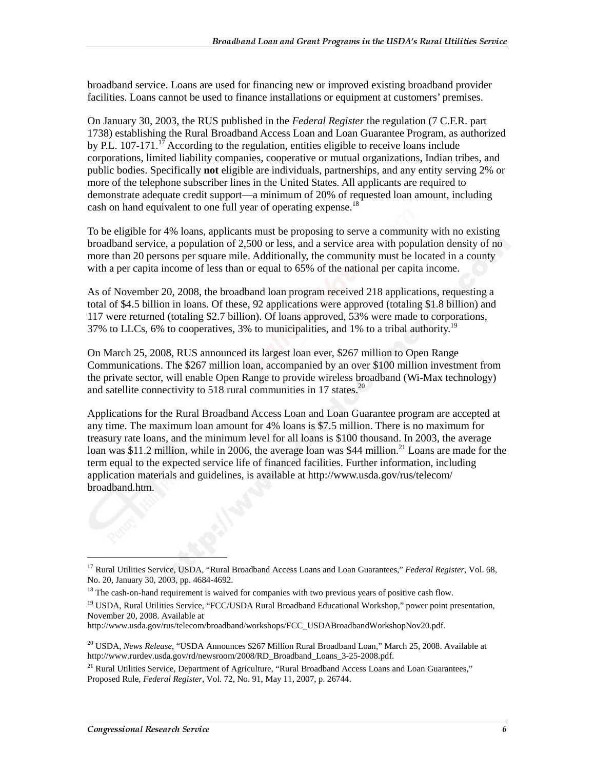broadband service. Loans are used for financing new or improved existing broadband provider facilities. Loans cannot be used to finance installations or equipment at customers' premises.

On January 30, 2003, the RUS published in the *Federal Register* the regulation (7 C.F.R. part 1738) establishing the Rural Broadband Access Loan and Loan Guarantee Program, as authorized by P.L. 107-171.[17] According to the regulation, entities eligible to receive loans include corporations, limited liability companies, cooperative or mutual organizations, Indian tribes, and public bodies. Specifically **not** eligible are individuals, partnerships, and any entity serving 2% or more of the telephone subscriber lines in the United States. All applicants are required to demonstrate adequate credit support—a minimum of 20% of requested loan amount, including cash on hand equivalent to one full year of operating expense.[18]

To be eligible for 4% loans, applicants must be proposing to serve a community with no existing broadband service, a population of 2,500 or less, and a service area with population density of no more than 20 persons per square mile. Additionally, the community must be located in a county with a per capita income of less than or equal to 65% of the national per capita income.

As of November 20, 2008, the broadband loan program received 218 applications, requesting a total of $4.5 billion in loans. Of these, 92 applications were approved (totaling $1.8 billion) and 117 were returned (totaling $2.7 billion). Of loans approved, 53% were made to corporations, 37% to LLCs, 6% to cooperatives, 3% to municipalities, and 1% to a tribal authority.[19]

On March 25, 2008, RUS announced its largest loan ever, $267 million to Open Range Communications. The $267 million loan, accompanied by an over $100 million investment from the private sector, will enable Open Range to provide wireless broadband (Wi-Max technology) and satellite connectivity to 518 rural communities in 17 states.[20]

Applications for the Rural Broadband Access Loan and Loan Guarantee program are accepted at any time. The maximum loan amount for 4% loans is $7.5 million. There is no maximum for treasury rate loans, and the minimum level for all loans is $100 thousand. In 2003, the average loan was $11.2 million, while in 2006, the average loan was $44 million.[21] Loans are made for the term equal to the expected service life of financed facilities. Further information, including application materials and guidelines, is available at http://www.usda.gov/rus/telecom/broadband.htm.

---

[17] Rural Utilities Service, USDA, "Rural Broadband Access Loans and Loan Guarantees," *Federal Register*, Vol. 68, No. 20, January 30, 2003, pp. 4684-4692.

[18] The cash-on-hand requirement is waived for companies with two previous years of positive cash flow.

[19] USDA, Rural Utilities Service, "FCC/USDA Rural Broadband Educational Workshop," power point presentation, November 20, 2008. Available at http://www.usda.gov/rus/telecom/broadband/workshops/FCC_USDABroadbandWorkshopNov20.pdf.

[20] USDA, *News Release*, "USDA Announces $267 Million Rural Broadband Loan," March 25, 2008. Available at http://www.rurdev.usda.gov/rd/newsroom/2008/RD_Broadband_Loans_3-25-2008.pdf.

[21] Rural Utilities Service, Department of Agriculture, "Rural Broadband Access Loans and Loan Guarantees," Proposed Rule, *Federal Register*, Vol. 72, No. 91, May 11, 2007, p. 26744.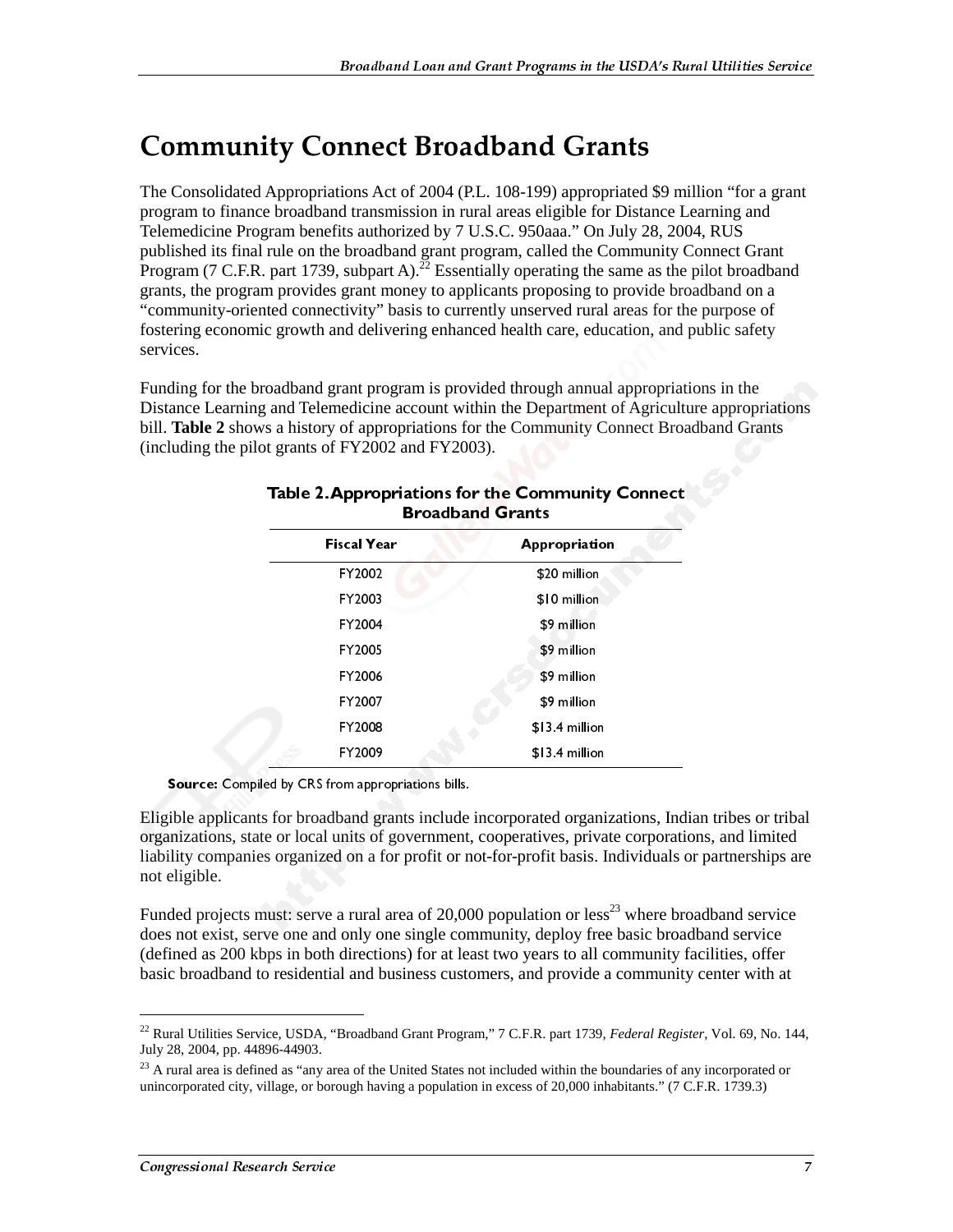# Community Connect Broadband Grants

The Consolidated Appropriations Act of 2004 (P.L. 108-199) appropriated $9 million "for a grant program to finance broadband transmission in rural areas eligible for Distance Learning and Telemedicine Program benefits authorized by 7 U.S.C. 950aaa." On July 28, 2004, RUS published its final rule on the broadband grant program, called the Community Connect Grant Program (7 C.F.R. part 1739, subpart A).[22] Essentially operating the same as the pilot broadband grants, the program provides grant money to applicants proposing to provide broadband on a "community-oriented connectivity" basis to currently unserved rural areas for the purpose of fostering economic growth and delivering enhanced health care, education, and public safety services.

Funding for the broadband grant program is provided through annual appropriations in the Distance Learning and Telemedicine account within the Department of Agriculture appropriations bill. **Table 2** shows a history of appropriations for the Community Connect Broadband Grants (including the pilot grants of FY2002 and FY2003).

**Table 2. Appropriations for the Community Connect Broadband Grants**

| Fiscal Year | Appropriation |
|---|---|
| FY2002 | $20 million |
| FY2003 | $10 million |
| FY2004 | $9 million |
| FY2005 | $9 million |
| FY2006 | $9 million |
| FY2007 | $9 million |
| FY2008 | $13.4 million |
| FY2009 | $13.4 million |

**Source:** Compiled by CRS from appropriations bills.

Eligible applicants for broadband grants include incorporated organizations, Indian tribes or tribal organizations, state or local units of government, cooperatives, private corporations, and limited liability companies organized on a for profit or not-for-profit basis. Individuals or partnerships are not eligible.

Funded projects must: serve a rural area of 20,000 population or less[23] where broadband service does not exist, serve one and only one single community, deploy free basic broadband service (defined as 200 kbps in both directions) for at least two years to all community facilities, offer basic broadband to residential and business customers, and provide a community center with at

---

[22] Rural Utilities Service, USDA, "Broadband Grant Program," 7 C.F.R. part 1739, *Federal Register*, Vol. 69, No. 144, July 28, 2004, pp. 44896-44903.

[23] A rural area is defined as "any area of the United States not included within the boundaries of any incorporated or unincorporated city, village, or borough having a population in excess of 20,000 inhabitants." (7 C.F.R. 1739.3)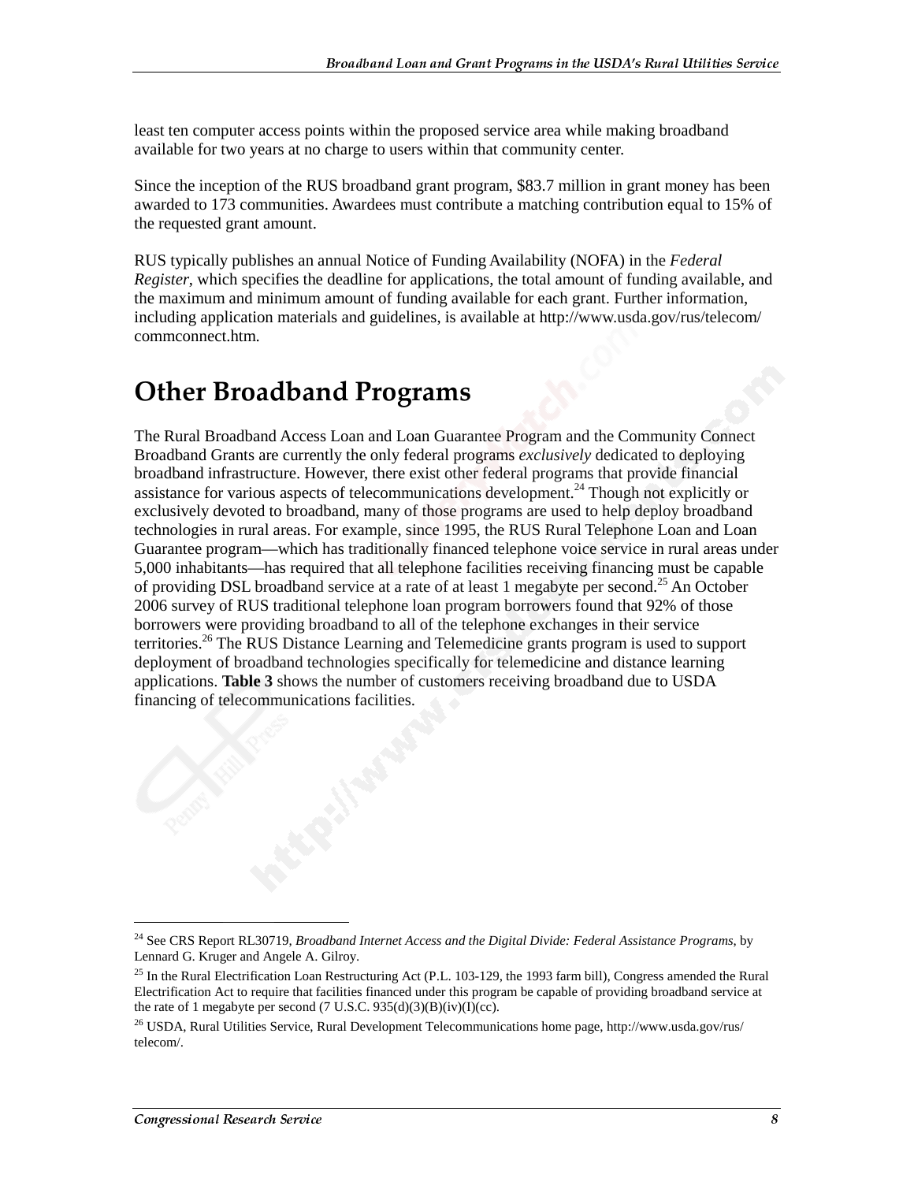least ten computer access points within the proposed service area while making broadband available for two years at no charge to users within that community center.

Since the inception of the RUS broadband grant program, $83.7 million in grant money has been awarded to 173 communities. Awardees must contribute a matching contribution equal to 15% of the requested grant amount.

RUS typically publishes an annual Notice of Funding Availability (NOFA) in the *Federal Register*, which specifies the deadline for applications, the total amount of funding available, and the maximum and minimum amount of funding available for each grant. Further information, including application materials and guidelines, is available at http://www.usda.gov/rus/telecom/commconnect.htm.

# Other Broadband Programs

The Rural Broadband Access Loan and Loan Guarantee Program and the Community Connect Broadband Grants are currently the only federal programs *exclusively* dedicated to deploying broadband infrastructure. However, there exist other federal programs that provide financial assistance for various aspects of telecommunications development.[24] Though not explicitly or exclusively devoted to broadband, many of those programs are used to help deploy broadband technologies in rural areas. For example, since 1995, the RUS Rural Telephone Loan and Loan Guarantee program—which has traditionally financed telephone voice service in rural areas under 5,000 inhabitants—has required that all telephone facilities receiving financing must be capable of providing DSL broadband service at a rate of at least 1 megabyte per second.[25] An October 2006 survey of RUS traditional telephone loan program borrowers found that 92% of those borrowers were providing broadband to all of the telephone exchanges in their service territories.[26] The RUS Distance Learning and Telemedicine grants program is used to support deployment of broadband technologies specifically for telemedicine and distance learning applications. **Table 3** shows the number of customers receiving broadband due to USDA financing of telecommunications facilities.

---

[24] See CRS Report RL30719, *Broadband Internet Access and the Digital Divide: Federal Assistance Programs*, by Lennard G. Kruger and Angele A. Gilroy.

[25] In the Rural Electrification Loan Restructuring Act (P.L. 103-129, the 1993 farm bill), Congress amended the Rural Electrification Act to require that facilities financed under this program be capable of providing broadband service at the rate of 1 megabyte per second (7 U.S.C. 935(d)(3)(B)(iv)(I)(cc).

[26] USDA, Rural Utilities Service, Rural Development Telecommunications home page, http://www.usda.gov/rus/telecom/.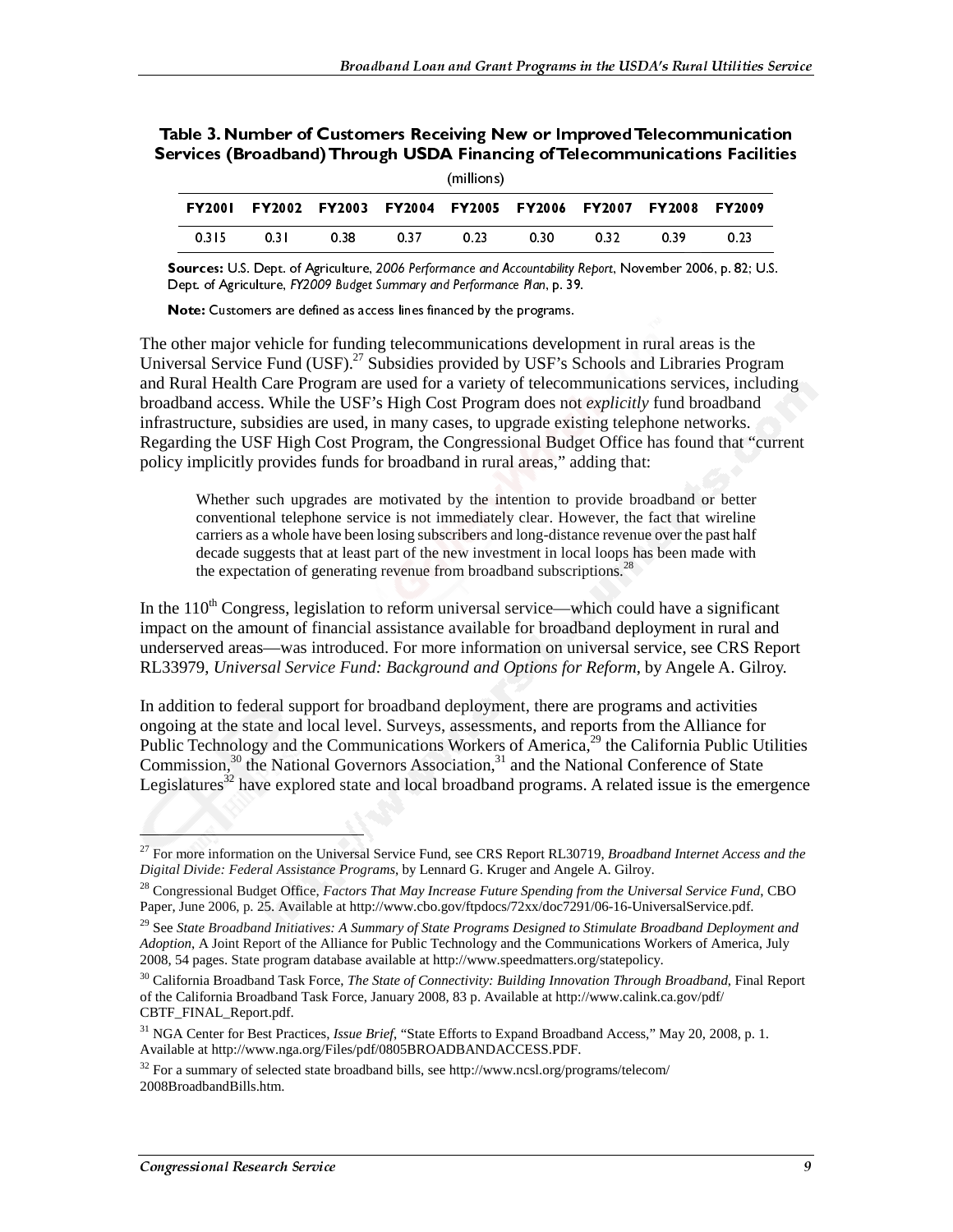**Table 3. Number of Customers Receiving New or Improved Telecommunication Services (Broadband) Through USDA Financing of Telecommunications Facilities**

(millions)

| FY2001 | FY2002 | FY2003 | FY2004 | FY2005 | FY2006 | FY2007 | FY2008 | FY2009 |
|---|---|---|---|---|---|---|---|---|
| 0.315 | 0.31 | 0.38 | 0.37 | 0.23 | 0.30 | 0.32 | 0.39 | 0.23 |

**Sources:** U.S. Dept. of Agriculture, *2006 Performance and Accountability Report*, November 2006, p. 82; U.S. Dept. of Agriculture, *FY2009 Budget Summary and Performance Plan*, p. 39.

**Note:** Customers are defined as access lines financed by the programs.

The other major vehicle for funding telecommunications development in rural areas is the Universal Service Fund (USF).[27] Subsidies provided by USF's Schools and Libraries Program and Rural Health Care Program are used for a variety of telecommunications services, including broadband access. While the USF's High Cost Program does not *explicitly* fund broadband infrastructure, subsidies are used, in many cases, to upgrade existing telephone networks. Regarding the USF High Cost Program, the Congressional Budget Office has found that "current policy implicitly provides funds for broadband in rural areas," adding that:

> Whether such upgrades are motivated by the intention to provide broadband or better conventional telephone service is not immediately clear. However, the fact that wireline carriers as a whole have been losing subscribers and long-distance revenue over the past half decade suggests that at least part of the new investment in local loops has been made with the expectation of generating revenue from broadband subscriptions.[28]

In the 110th Congress, legislation to reform universal service—which could have a significant impact on the amount of financial assistance available for broadband deployment in rural and underserved areas—was introduced. For more information on universal service, see CRS Report RL33979, *Universal Service Fund: Background and Options for Reform*, by Angele A. Gilroy.

In addition to federal support for broadband deployment, there are programs and activities ongoing at the state and local level. Surveys, assessments, and reports from the Alliance for Public Technology and the Communications Workers of America,[29] the California Public Utilities Commission,[30] the National Governors Association,[31] and the National Conference of State Legislatures[32] have explored state and local broadband programs. A related issue is the emergence

---

[27] For more information on the Universal Service Fund, see CRS Report RL30719, *Broadband Internet Access and the Digital Divide: Federal Assistance Programs*, by Lennard G. Kruger and Angele A. Gilroy.

[28] Congressional Budget Office, *Factors That May Increase Future Spending from the Universal Service Fund*, CBO Paper, June 2006, p. 25. Available at http://www.cbo.gov/ftpdocs/72xx/doc7291/06-16-UniversalService.pdf.

[29] See *State Broadband Initiatives: A Summary of State Programs Designed to Stimulate Broadband Deployment and Adoption*, A Joint Report of the Alliance for Public Technology and the Communications Workers of America, July 2008, 54 pages. State program database available at http://www.speedmatters.org/statepolicy.

[30] California Broadband Task Force, *The State of Connectivity: Building Innovation Through Broadband*, Final Report of the California Broadband Task Force, January 2008, 83 p. Available at http://www.calink.ca.gov/pdf/CBTF_FINAL_Report.pdf.

[31] NGA Center for Best Practices, *Issue Brief*, "State Efforts to Expand Broadband Access," May 20, 2008, p. 1. Available at http://www.nga.org/Files/pdf/0805BROADBANDACCESS.PDF.

[32] For a summary of selected state broadband bills, see http://www.ncsl.org/programs/telecom/2008BroadbandBills.htm.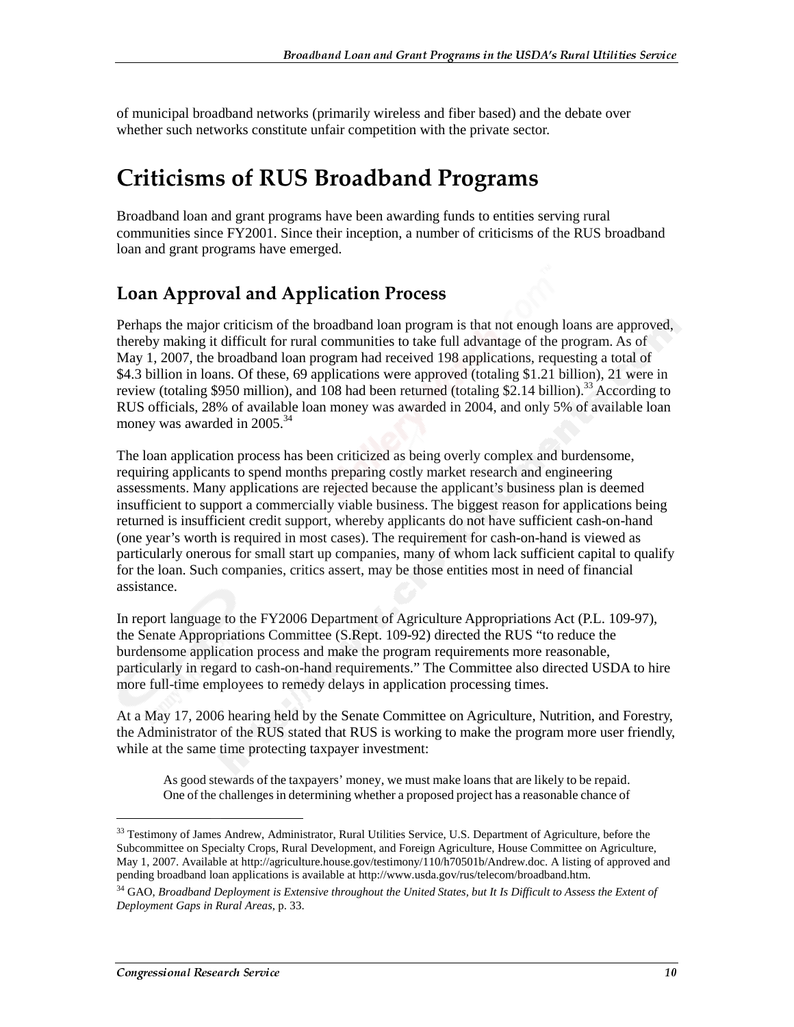of municipal broadband networks (primarily wireless and fiber based) and the debate over whether such networks constitute unfair competition with the private sector.

# Criticisms of RUS Broadband Programs

Broadband loan and grant programs have been awarding funds to entities serving rural communities since FY2001. Since their inception, a number of criticisms of the RUS broadband loan and grant programs have emerged.

## Loan Approval and Application Process

Perhaps the major criticism of the broadband loan program is that not enough loans are approved, thereby making it difficult for rural communities to take full advantage of the program. As of May 1, 2007, the broadband loan program had received 198 applications, requesting a total of $4.3 billion in loans. Of these, 69 applications were approved (totaling $1.21 billion), 21 were in review (totaling $950 million), and 108 had been returned (totaling $2.14 billion).[33] According to RUS officials, 28% of available loan money was awarded in 2004, and only 5% of available loan money was awarded in 2005.[34]

The loan application process has been criticized as being overly complex and burdensome, requiring applicants to spend months preparing costly market research and engineering assessments. Many applications are rejected because the applicant's business plan is deemed insufficient to support a commercially viable business. The biggest reason for applications being returned is insufficient credit support, whereby applicants do not have sufficient cash-on-hand (one year's worth is required in most cases). The requirement for cash-on-hand is viewed as particularly onerous for small start up companies, many of whom lack sufficient capital to qualify for the loan. Such companies, critics assert, may be those entities most in need of financial assistance.

In report language to the FY2006 Department of Agriculture Appropriations Act (P.L. 109-97), the Senate Appropriations Committee (S.Rept. 109-92) directed the RUS "to reduce the burdensome application process and make the program requirements more reasonable, particularly in regard to cash-on-hand requirements." The Committee also directed USDA to hire more full-time employees to remedy delays in application processing times.

At a May 17, 2006 hearing held by the Senate Committee on Agriculture, Nutrition, and Forestry, the Administrator of the RUS stated that RUS is working to make the program more user friendly, while at the same time protecting taxpayer investment:

> As good stewards of the taxpayers' money, we must make loans that are likely to be repaid. One of the challenges in determining whether a proposed project has a reasonable chance of

---

[33] Testimony of James Andrew, Administrator, Rural Utilities Service, U.S. Department of Agriculture, before the Subcommittee on Specialty Crops, Rural Development, and Foreign Agriculture, House Committee on Agriculture, May 1, 2007. Available at http://agriculture.house.gov/testimony/110/h70501b/Andrew.doc. A listing of approved and pending broadband loan applications is available at http://www.usda.gov/rus/telecom/broadband.htm.

[34] GAO, *Broadband Deployment is Extensive throughout the United States, but It Is Difficult to Assess the Extent of Deployment Gaps in Rural Areas*, p. 33.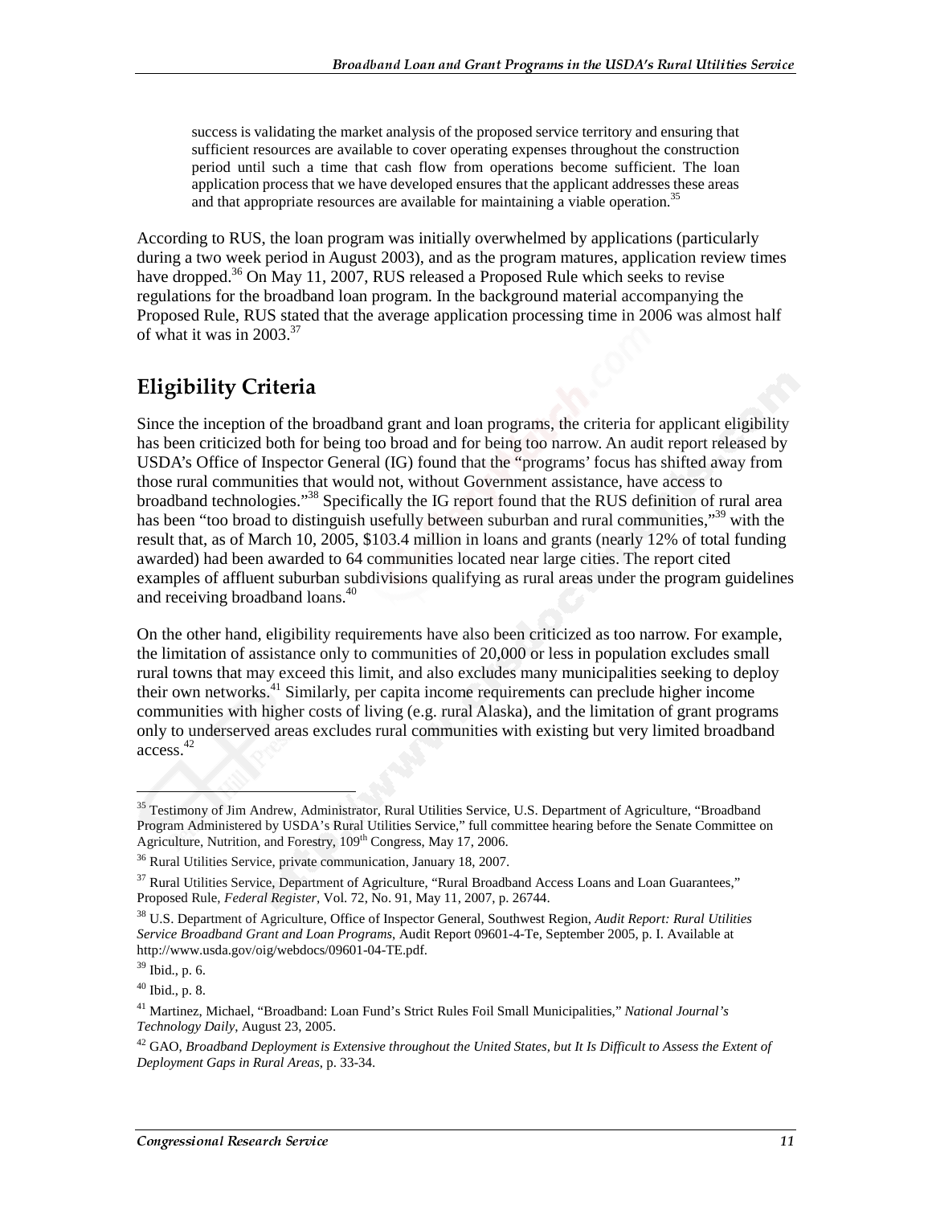> success is validating the market analysis of the proposed service territory and ensuring that sufficient resources are available to cover operating expenses throughout the construction period until such a time that cash flow from operations become sufficient. The loan application process that we have developed ensures that the applicant addresses these areas and that appropriate resources are available for maintaining a viable operation.[35]

According to RUS, the loan program was initially overwhelmed by applications (particularly during a two week period in August 2003), and as the program matures, application review times have dropped.[36] On May 11, 2007, RUS released a Proposed Rule which seeks to revise regulations for the broadband loan program. In the background material accompanying the Proposed Rule, RUS stated that the average application processing time in 2006 was almost half of what it was in 2003.[37]

## Eligibility Criteria

Since the inception of the broadband grant and loan programs, the criteria for applicant eligibility has been criticized both for being too broad and for being too narrow. An audit report released by USDA's Office of Inspector General (IG) found that the "programs' focus has shifted away from those rural communities that would not, without Government assistance, have access to broadband technologies."[38] Specifically the IG report found that the RUS definition of rural area has been "too broad to distinguish usefully between suburban and rural communities,"[39] with the result that, as of March 10, 2005, $103.4 million in loans and grants (nearly 12% of total funding awarded) had been awarded to 64 communities located near large cities. The report cited examples of affluent suburban subdivisions qualifying as rural areas under the program guidelines and receiving broadband loans.[40]

On the other hand, eligibility requirements have also been criticized as too narrow. For example, the limitation of assistance only to communities of 20,000 or less in population excludes small rural towns that may exceed this limit, and also excludes many municipalities seeking to deploy their own networks.[41] Similarly, per capita income requirements can preclude higher income communities with higher costs of living (e.g. rural Alaska), and the limitation of grant programs only to underserved areas excludes rural communities with existing but very limited broadband access.[42]

---

[35] Testimony of Jim Andrew, Administrator, Rural Utilities Service, U.S. Department of Agriculture, "Broadband Program Administered by USDA's Rural Utilities Service," full committee hearing before the Senate Committee on Agriculture, Nutrition, and Forestry, 109th Congress, May 17, 2006.

[36] Rural Utilities Service, private communication, January 18, 2007.

[37] Rural Utilities Service, Department of Agriculture, "Rural Broadband Access Loans and Loan Guarantees," Proposed Rule, *Federal Register*, Vol. 72, No. 91, May 11, 2007, p. 26744.

[38] U.S. Department of Agriculture, Office of Inspector General, Southwest Region, *Audit Report: Rural Utilities Service Broadband Grant and Loan Programs*, Audit Report 09601-4-Te, September 2005, p. I. Available at http://www.usda.gov/oig/webdocs/09601-04-TE.pdf.

[39] Ibid., p. 6.

[40] Ibid., p. 8.

[41] Martinez, Michael, "Broadband: Loan Fund's Strict Rules Foil Small Municipalities," *National Journal's Technology Daily*, August 23, 2005.

[42] GAO, *Broadband Deployment is Extensive throughout the United States, but It Is Difficult to Assess the Extent of Deployment Gaps in Rural Areas*, p. 33-34.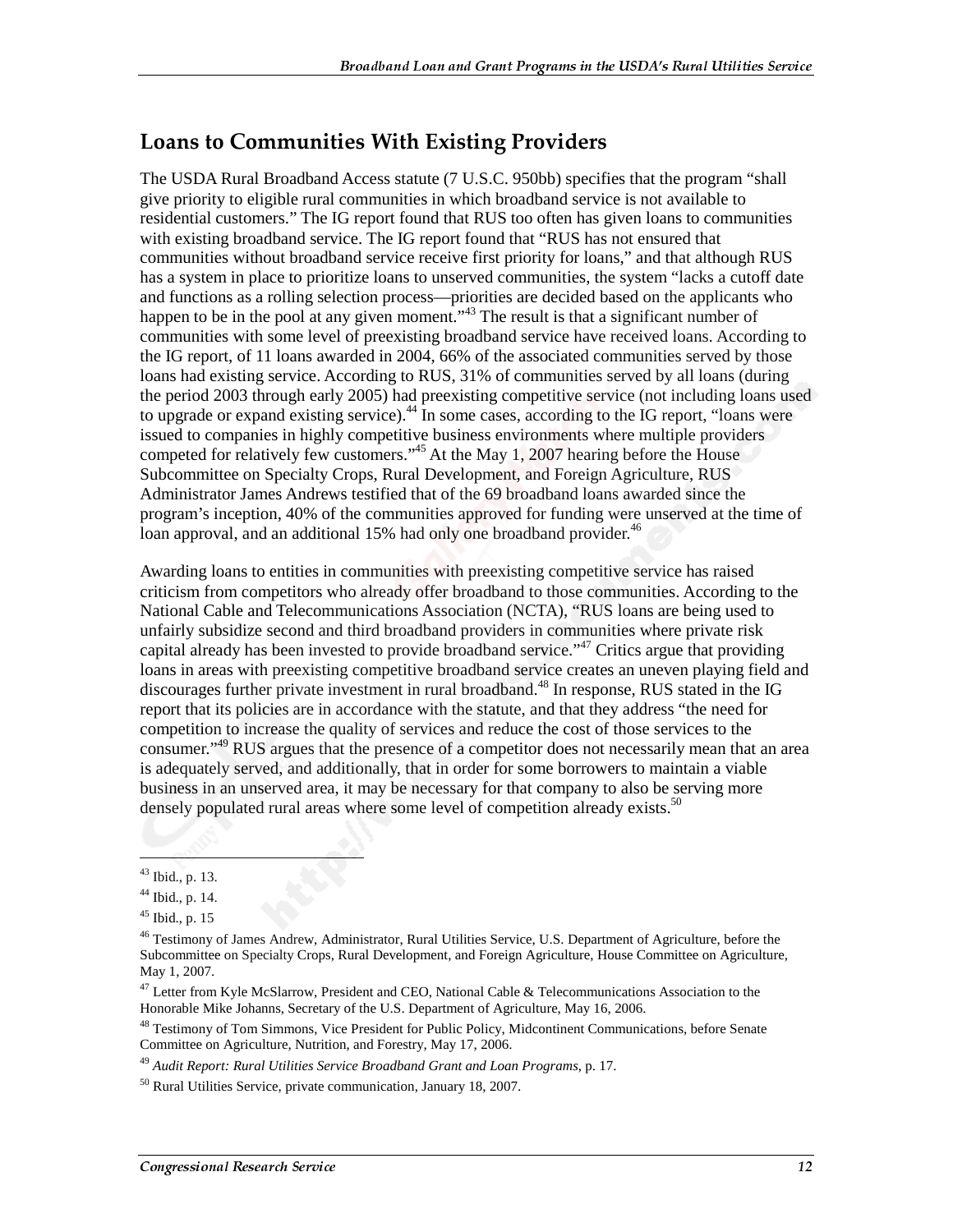## Loans to Communities With Existing Providers

The USDA Rural Broadband Access statute (7 U.S.C. 950bb) specifies that the program "shall give priority to eligible rural communities in which broadband service is not available to residential customers." The IG report found that RUS too often has given loans to communities with existing broadband service. The IG report found that "RUS has not ensured that communities without broadband service receive first priority for loans," and that although RUS has a system in place to prioritize loans to unserved communities, the system "lacks a cutoff date and functions as a rolling selection process—priorities are decided based on the applicants who happen to be in the pool at any given moment."[43] The result is that a significant number of communities with some level of preexisting broadband service have received loans. According to the IG report, of 11 loans awarded in 2004, 66% of the associated communities served by those loans had existing service. According to RUS, 31% of communities served by all loans (during the period 2003 through early 2005) had preexisting competitive service (not including loans used to upgrade or expand existing service).[44] In some cases, according to the IG report, "loans were issued to companies in highly competitive business environments where multiple providers competed for relatively few customers."[45] At the May 1, 2007 hearing before the House Subcommittee on Specialty Crops, Rural Development, and Foreign Agriculture, RUS Administrator James Andrews testified that of the 69 broadband loans awarded since the program's inception, 40% of the communities approved for funding were unserved at the time of loan approval, and an additional 15% had only one broadband provider.[46]

Awarding loans to entities in communities with preexisting competitive service has raised criticism from competitors who already offer broadband to those communities. According to the National Cable and Telecommunications Association (NCTA), "RUS loans are being used to unfairly subsidize second and third broadband providers in communities where private risk capital already has been invested to provide broadband service."[47] Critics argue that providing loans in areas with preexisting competitive broadband service creates an uneven playing field and discourages further private investment in rural broadband.[48] In response, RUS stated in the IG report that its policies are in accordance with the statute, and that they address "the need for competition to increase the quality of services and reduce the cost of those services to the consumer."[49] RUS argues that the presence of a competitor does not necessarily mean that an area is adequately served, and additionally, that in order for some borrowers to maintain a viable business in an unserved area, it may be necessary for that company to also be serving more densely populated rural areas where some level of competition already exists.[50]

---

[43] Ibid., p. 13.

[44] Ibid., p. 14.

[45] Ibid., p. 15

[46] Testimony of James Andrew, Administrator, Rural Utilities Service, U.S. Department of Agriculture, before the Subcommittee on Specialty Crops, Rural Development, and Foreign Agriculture, House Committee on Agriculture, May 1, 2007.

[47] Letter from Kyle McSlarrow, President and CEO, National Cable & Telecommunications Association to the Honorable Mike Johanns, Secretary of the U.S. Department of Agriculture, May 16, 2006.

[48] Testimony of Tom Simmons, Vice President for Public Policy, Midcontinent Communications, before Senate Committee on Agriculture, Nutrition, and Forestry, May 17, 2006.

[49] *Audit Report: Rural Utilities Service Broadband Grant and Loan Programs*, p. 17.

[50] Rural Utilities Service, private communication, January 18, 2007.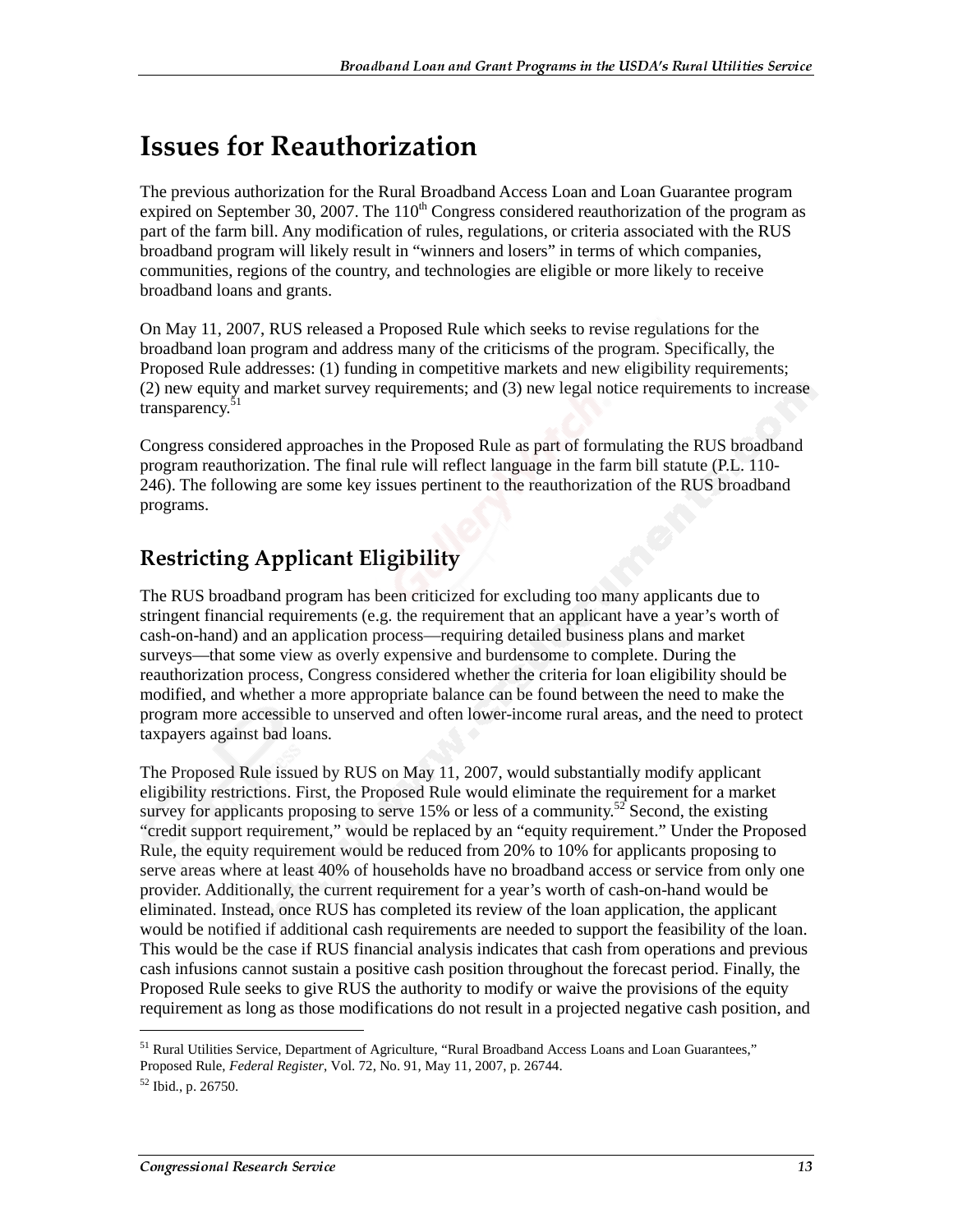# Issues for Reauthorization

The previous authorization for the Rural Broadband Access Loan and Loan Guarantee program expired on September 30, 2007. The 110th Congress considered reauthorization of the program as part of the farm bill. Any modification of rules, regulations, or criteria associated with the RUS broadband program will likely result in "winners and losers" in terms of which companies, communities, regions of the country, and technologies are eligible or more likely to receive broadband loans and grants.

On May 11, 2007, RUS released a Proposed Rule which seeks to revise regulations for the broadband loan program and address many of the criticisms of the program. Specifically, the Proposed Rule addresses: (1) funding in competitive markets and new eligibility requirements; (2) new equity and market survey requirements; and (3) new legal notice requirements to increase transparency.[51]

Congress considered approaches in the Proposed Rule as part of formulating the RUS broadband program reauthorization. The final rule will reflect language in the farm bill statute (P.L. 110-246). The following are some key issues pertinent to the reauthorization of the RUS broadband programs.

## Restricting Applicant Eligibility

The RUS broadband program has been criticized for excluding too many applicants due to stringent financial requirements (e.g. the requirement that an applicant have a year's worth of cash-on-hand) and an application process—requiring detailed business plans and market surveys—that some view as overly expensive and burdensome to complete. During the reauthorization process, Congress considered whether the criteria for loan eligibility should be modified, and whether a more appropriate balance can be found between the need to make the program more accessible to unserved and often lower-income rural areas, and the need to protect taxpayers against bad loans.

The Proposed Rule issued by RUS on May 11, 2007, would substantially modify applicant eligibility restrictions. First, the Proposed Rule would eliminate the requirement for a market survey for applicants proposing to serve 15% or less of a community.[52] Second, the existing "credit support requirement," would be replaced by an "equity requirement." Under the Proposed Rule, the equity requirement would be reduced from 20% to 10% for applicants proposing to serve areas where at least 40% of households have no broadband access or service from only one provider. Additionally, the current requirement for a year's worth of cash-on-hand would be eliminated. Instead, once RUS has completed its review of the loan application, the applicant would be notified if additional cash requirements are needed to support the feasibility of the loan. This would be the case if RUS financial analysis indicates that cash from operations and previous cash infusions cannot sustain a positive cash position throughout the forecast period. Finally, the Proposed Rule seeks to give RUS the authority to modify or waive the provisions of the equity requirement as long as those modifications do not result in a projected negative cash position, and

---

[51] Rural Utilities Service, Department of Agriculture, "Rural Broadband Access Loans and Loan Guarantees," Proposed Rule, *Federal Register*, Vol. 72, No. 91, May 11, 2007, p. 26744.

[52] Ibid., p. 26750.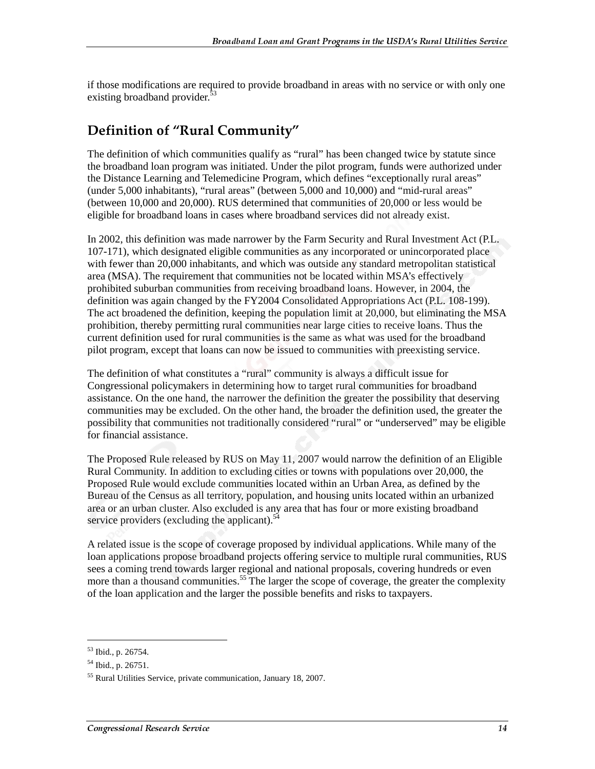if those modifications are required to provide broadband in areas with no service or with only one existing broadband provider.[53]

## Definition of "Rural Community"

The definition of which communities qualify as "rural" has been changed twice by statute since the broadband loan program was initiated. Under the pilot program, funds were authorized under the Distance Learning and Telemedicine Program, which defines "exceptionally rural areas" (under 5,000 inhabitants), "rural areas" (between 5,000 and 10,000) and "mid-rural areas" (between 10,000 and 20,000). RUS determined that communities of 20,000 or less would be eligible for broadband loans in cases where broadband services did not already exist.

In 2002, this definition was made narrower by the Farm Security and Rural Investment Act (P.L. 107-171), which designated eligible communities as any incorporated or unincorporated place with fewer than 20,000 inhabitants, and which was outside any standard metropolitan statistical area (MSA). The requirement that communities not be located within MSA's effectively prohibited suburban communities from receiving broadband loans. However, in 2004, the definition was again changed by the FY2004 Consolidated Appropriations Act (P.L. 108-199). The act broadened the definition, keeping the population limit at 20,000, but eliminating the MSA prohibition, thereby permitting rural communities near large cities to receive loans. Thus the current definition used for rural communities is the same as what was used for the broadband pilot program, except that loans can now be issued to communities with preexisting service.

The definition of what constitutes a "rural" community is always a difficult issue for Congressional policymakers in determining how to target rural communities for broadband assistance. On the one hand, the narrower the definition the greater the possibility that deserving communities may be excluded. On the other hand, the broader the definition used, the greater the possibility that communities not traditionally considered "rural" or "underserved" may be eligible for financial assistance.

The Proposed Rule released by RUS on May 11, 2007 would narrow the definition of an Eligible Rural Community. In addition to excluding cities or towns with populations over 20,000, the Proposed Rule would exclude communities located within an Urban Area, as defined by the Bureau of the Census as all territory, population, and housing units located within an urbanized area or an urban cluster. Also excluded is any area that has four or more existing broadband service providers (excluding the applicant).[54]

A related issue is the scope of coverage proposed by individual applications. While many of the loan applications propose broadband projects offering service to multiple rural communities, RUS sees a coming trend towards larger regional and national proposals, covering hundreds or even more than a thousand communities.[55] The larger the scope of coverage, the greater the complexity of the loan application and the larger the possible benefits and risks to taxpayers.

---

[53] Ibid., p. 26754.

[54] Ibid., p. 26751.

[55] Rural Utilities Service, private communication, January 18, 2007.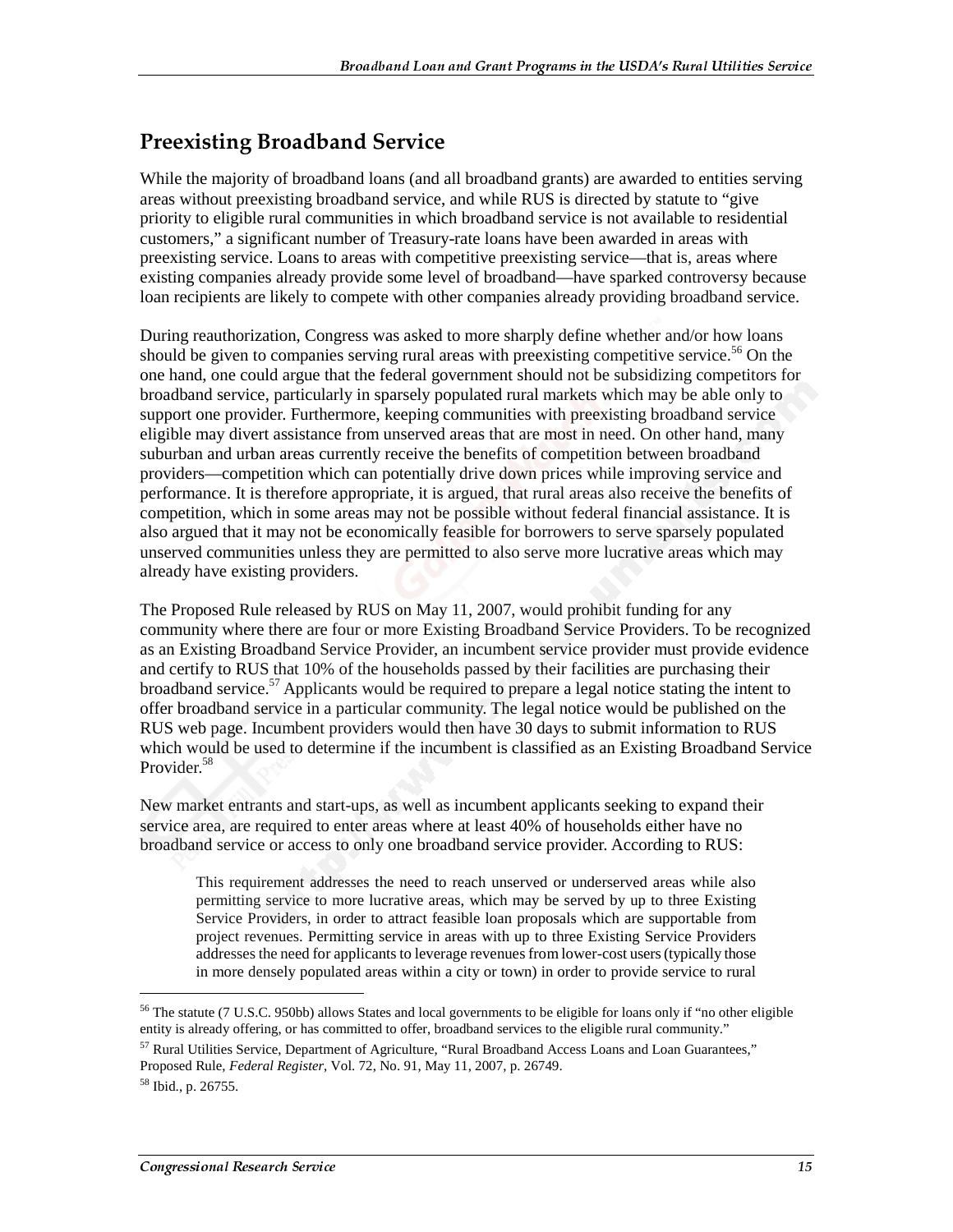## Preexisting Broadband Service

While the majority of broadband loans (and all broadband grants) are awarded to entities serving areas without preexisting broadband service, and while RUS is directed by statute to "give priority to eligible rural communities in which broadband service is not available to residential customers," a significant number of Treasury-rate loans have been awarded in areas with preexisting service. Loans to areas with competitive preexisting service—that is, areas where existing companies already provide some level of broadband—have sparked controversy because loan recipients are likely to compete with other companies already providing broadband service.

During reauthorization, Congress was asked to more sharply define whether and/or how loans should be given to companies serving rural areas with preexisting competitive service.[56] On the one hand, one could argue that the federal government should not be subsidizing competitors for broadband service, particularly in sparsely populated rural markets which may be able only to support one provider. Furthermore, keeping communities with preexisting broadband service eligible may divert assistance from unserved areas that are most in need. On other hand, many suburban and urban areas currently receive the benefits of competition between broadband providers—competition which can potentially drive down prices while improving service and performance. It is therefore appropriate, it is argued, that rural areas also receive the benefits of competition, which in some areas may not be possible without federal financial assistance. It is also argued that it may not be economically feasible for borrowers to serve sparsely populated unserved communities unless they are permitted to also serve more lucrative areas which may already have existing providers.

The Proposed Rule released by RUS on May 11, 2007, would prohibit funding for any community where there are four or more Existing Broadband Service Providers. To be recognized as an Existing Broadband Service Provider, an incumbent service provider must provide evidence and certify to RUS that 10% of the households passed by their facilities are purchasing their broadband service.[57] Applicants would be required to prepare a legal notice stating the intent to offer broadband service in a particular community. The legal notice would be published on the RUS web page. Incumbent providers would then have 30 days to submit information to RUS which would be used to determine if the incumbent is classified as an Existing Broadband Service Provider.[58]

New market entrants and start-ups, as well as incumbent applicants seeking to expand their service area, are required to enter areas where at least 40% of households either have no broadband service or access to only one broadband service provider. According to RUS:

> This requirement addresses the need to reach unserved or underserved areas while also permitting service to more lucrative areas, which may be served by up to three Existing Service Providers, in order to attract feasible loan proposals which are supportable from project revenues. Permitting service in areas with up to three Existing Service Providers addresses the need for applicants to leverage revenues from lower-cost users (typically those in more densely populated areas within a city or town) in order to provide service to rural

---

[56] The statute (7 U.S.C. 950bb) allows States and local governments to be eligible for loans only if "no other eligible entity is already offering, or has committed to offer, broadband services to the eligible rural community."

[57] Rural Utilities Service, Department of Agriculture, "Rural Broadband Access Loans and Loan Guarantees," Proposed Rule, *Federal Register*, Vol. 72, No. 91, May 11, 2007, p. 26749.

[58] Ibid., p. 26755.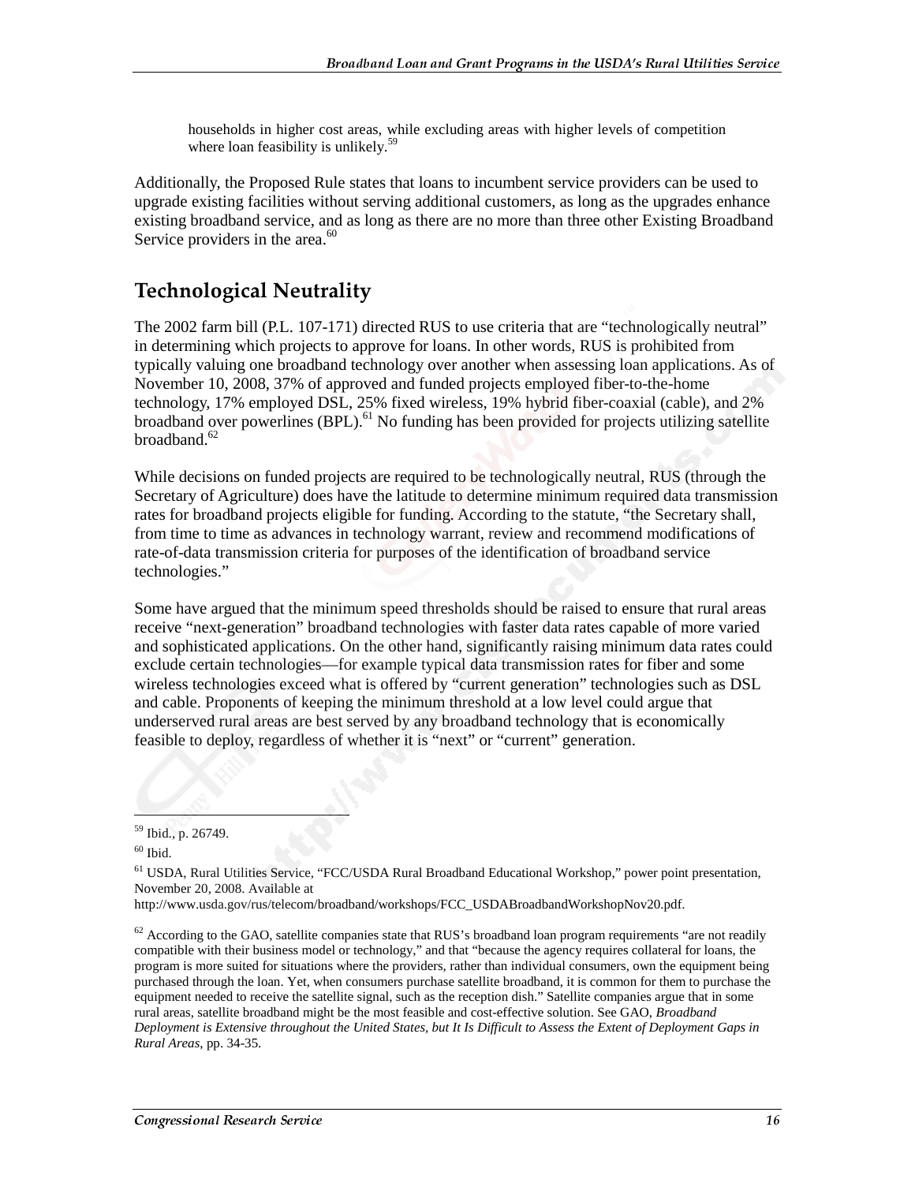> households in higher cost areas, while excluding areas with higher levels of competition where loan feasibility is unlikely.[59]

Additionally, the Proposed Rule states that loans to incumbent service providers can be used to upgrade existing facilities without serving additional customers, as long as the upgrades enhance existing broadband service, and as long as there are no more than three other Existing Broadband Service providers in the area.[60]

## Technological Neutrality

The 2002 farm bill (P.L. 107-171) directed RUS to use criteria that are "technologically neutral" in determining which projects to approve for loans. In other words, RUS is prohibited from typically valuing one broadband technology over another when assessing loan applications. As of November 10, 2008, 37% of approved and funded projects employed fiber-to-the-home technology, 17% employed DSL, 25% fixed wireless, 19% hybrid fiber-coaxial (cable), and 2% broadband over powerlines (BPL).[61] No funding has been provided for projects utilizing satellite broadband.[62]

While decisions on funded projects are required to be technologically neutral, RUS (through the Secretary of Agriculture) does have the latitude to determine minimum required data transmission rates for broadband projects eligible for funding. According to the statute, "the Secretary shall, from time to time as advances in technology warrant, review and recommend modifications of rate-of-data transmission criteria for purposes of the identification of broadband service technologies."

Some have argued that the minimum speed thresholds should be raised to ensure that rural areas receive "next-generation" broadband technologies with faster data rates capable of more varied and sophisticated applications. On the other hand, significantly raising minimum data rates could exclude certain technologies—for example typical data transmission rates for fiber and some wireless technologies exceed what is offered by "current generation" technologies such as DSL and cable. Proponents of keeping the minimum threshold at a low level could argue that underserved rural areas are best served by any broadband technology that is economically feasible to deploy, regardless of whether it is "next" or "current" generation.

---

[59] Ibid., p. 26749.

[60] Ibid.

[61] USDA, Rural Utilities Service, "FCC/USDA Rural Broadband Educational Workshop," power point presentation, November 20, 2008. Available at http://www.usda.gov/rus/telecom/broadband/workshops/FCC_USDABroadbandWorkshopNov20.pdf.

[62] According to the GAO, satellite companies state that RUS's broadband loan program requirements "are not readily compatible with their business model or technology," and that "because the agency requires collateral for loans, the program is more suited for situations where the providers, rather than individual consumers, own the equipment being purchased through the loan. Yet, when consumers purchase satellite broadband, it is common for them to purchase the equipment needed to receive the satellite signal, such as the reception dish." Satellite companies argue that in some rural areas, satellite broadband might be the most feasible and cost-effective solution. See GAO, *Broadband Deployment is Extensive throughout the United States, but It Is Difficult to Assess the Extent of Deployment Gaps in Rural Areas*, pp. 34-35.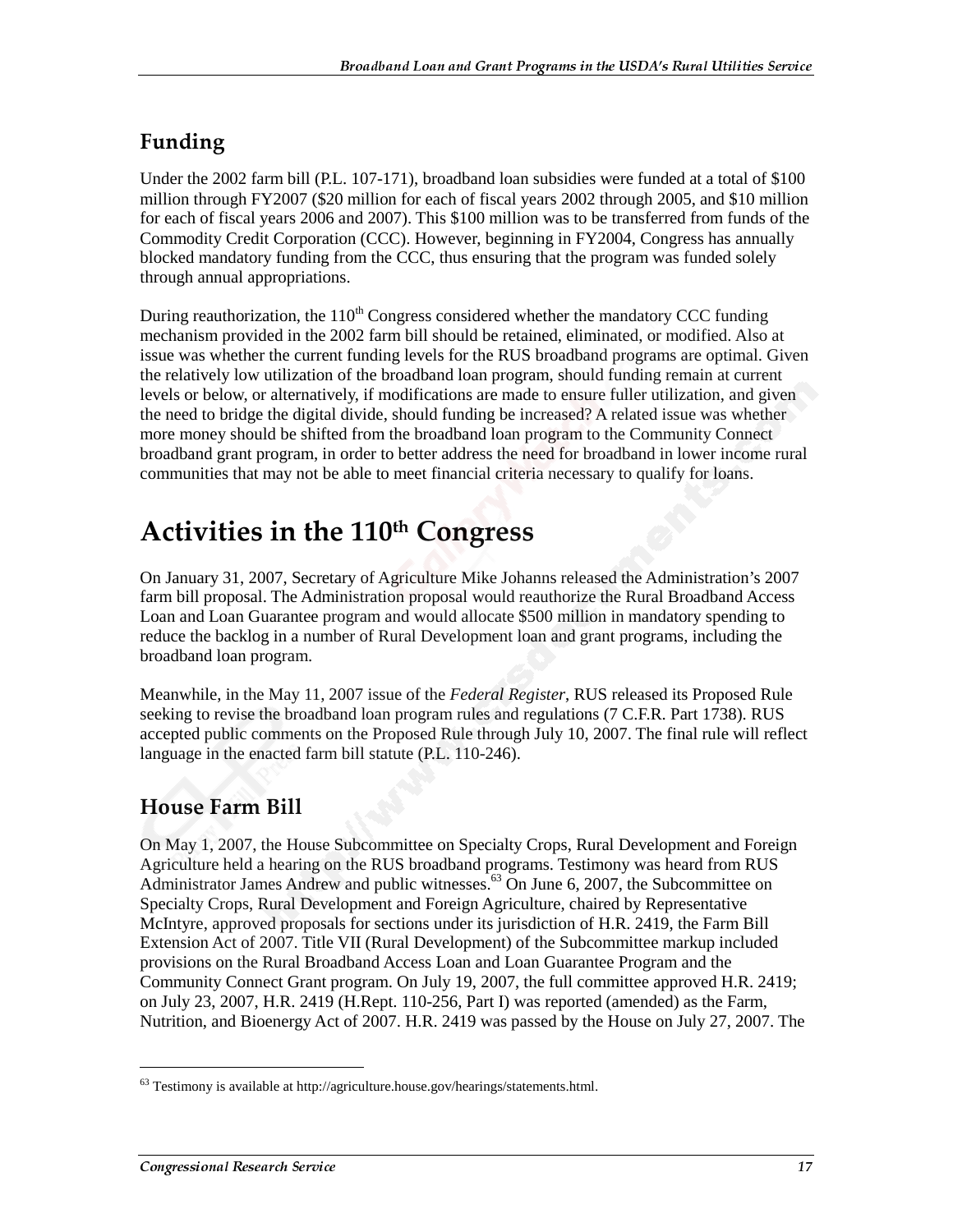## Funding

Under the 2002 farm bill (P.L. 107-171), broadband loan subsidies were funded at a total of $100 million through FY2007 ($20 million for each of fiscal years 2002 through 2005, and $10 million for each of fiscal years 2006 and 2007). This $100 million was to be transferred from funds of the Commodity Credit Corporation (CCC). However, beginning in FY2004, Congress has annually blocked mandatory funding from the CCC, thus ensuring that the program was funded solely through annual appropriations.

During reauthorization, the 110th Congress considered whether the mandatory CCC funding mechanism provided in the 2002 farm bill should be retained, eliminated, or modified. Also at issue was whether the current funding levels for the RUS broadband programs are optimal. Given the relatively low utilization of the broadband loan program, should funding remain at current levels or below, or alternatively, if modifications are made to ensure fuller utilization, and given the need to bridge the digital divide, should funding be increased? A related issue was whether more money should be shifted from the broadband loan program to the Community Connect broadband grant program, in order to better address the need for broadband in lower income rural communities that may not be able to meet financial criteria necessary to qualify for loans.

# Activities in the 110th Congress

On January 31, 2007, Secretary of Agriculture Mike Johanns released the Administration's 2007 farm bill proposal. The Administration proposal would reauthorize the Rural Broadband Access Loan and Loan Guarantee program and would allocate $500 million in mandatory spending to reduce the backlog in a number of Rural Development loan and grant programs, including the broadband loan program.

Meanwhile, in the May 11, 2007 issue of the *Federal Register*, RUS released its Proposed Rule seeking to revise the broadband loan program rules and regulations (7 C.F.R. Part 1738). RUS accepted public comments on the Proposed Rule through July 10, 2007. The final rule will reflect language in the enacted farm bill statute (P.L. 110-246).

## House Farm Bill

On May 1, 2007, the House Subcommittee on Specialty Crops, Rural Development and Foreign Agriculture held a hearing on the RUS broadband programs. Testimony was heard from RUS Administrator James Andrew and public witnesses.[63] On June 6, 2007, the Subcommittee on Specialty Crops, Rural Development and Foreign Agriculture, chaired by Representative McIntyre, approved proposals for sections under its jurisdiction of H.R. 2419, the Farm Bill Extension Act of 2007. Title VII (Rural Development) of the Subcommittee markup included provisions on the Rural Broadband Access Loan and Loan Guarantee Program and the Community Connect Grant program. On July 19, 2007, the full committee approved H.R. 2419; on July 23, 2007, H.R. 2419 (H.Rept. 110-256, Part I) was reported (amended) as the Farm, Nutrition, and Bioenergy Act of 2007. H.R. 2419 was passed by the House on July 27, 2007. The

[63] Testimony is available at http://agriculture.house.gov/hearings/statements.html.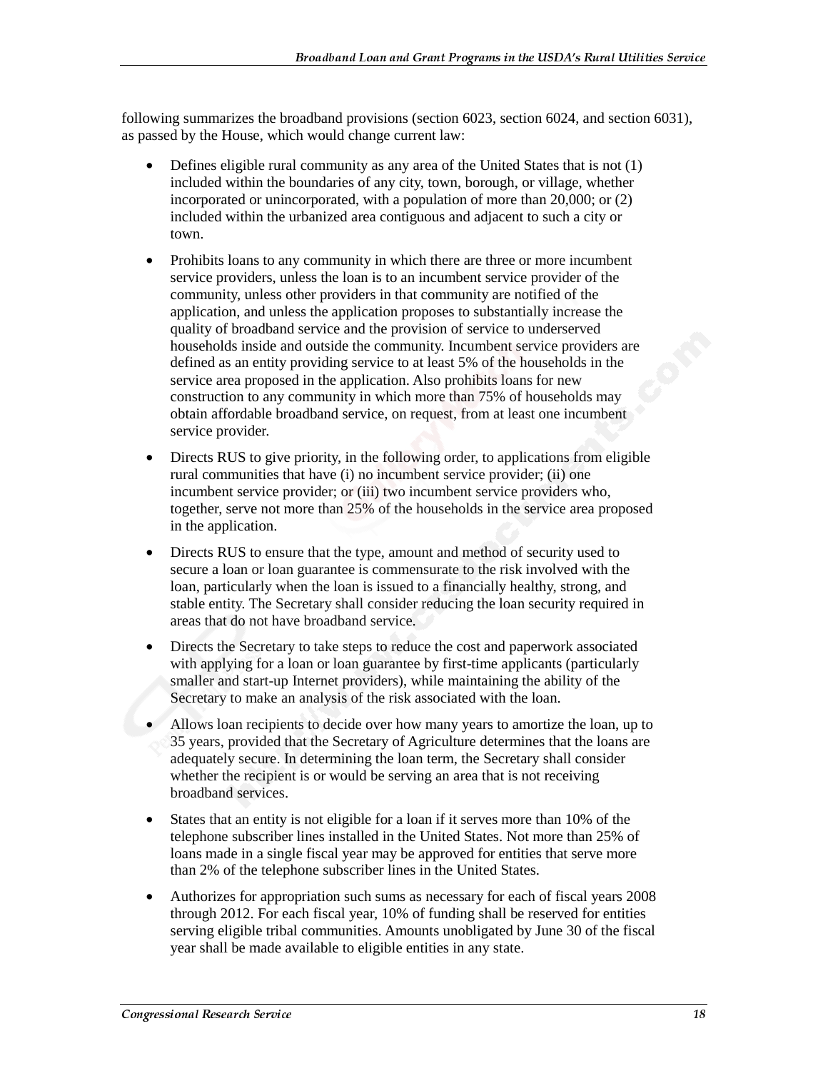following summarizes the broadband provisions (section 6023, section 6024, and section 6031), as passed by the House, which would change current law:

- Defines eligible rural community as any area of the United States that is not (1) included within the boundaries of any city, town, borough, or village, whether incorporated or unincorporated, with a population of more than 20,000; or (2) included within the urbanized area contiguous and adjacent to such a city or town.
- Prohibits loans to any community in which there are three or more incumbent service providers, unless the loan is to an incumbent service provider of the community, unless other providers in that community are notified of the application, and unless the application proposes to substantially increase the quality of broadband service and the provision of service to underserved households inside and outside the community. Incumbent service providers are defined as an entity providing service to at least 5% of the households in the service area proposed in the application. Also prohibits loans for new construction to any community in which more than 75% of households may obtain affordable broadband service, on request, from at least one incumbent service provider.
- Directs RUS to give priority, in the following order, to applications from eligible rural communities that have (i) no incumbent service provider; (ii) one incumbent service provider; or (iii) two incumbent service providers who, together, serve not more than 25% of the households in the service area proposed in the application.
- Directs RUS to ensure that the type, amount and method of security used to secure a loan or loan guarantee is commensurate to the risk involved with the loan, particularly when the loan is issued to a financially healthy, strong, and stable entity. The Secretary shall consider reducing the loan security required in areas that do not have broadband service.
- Directs the Secretary to take steps to reduce the cost and paperwork associated with applying for a loan or loan guarantee by first-time applicants (particularly smaller and start-up Internet providers), while maintaining the ability of the Secretary to make an analysis of the risk associated with the loan.
- Allows loan recipients to decide over how many years to amortize the loan, up to 35 years, provided that the Secretary of Agriculture determines that the loans are adequately secure. In determining the loan term, the Secretary shall consider whether the recipient is or would be serving an area that is not receiving broadband services.
- States that an entity is not eligible for a loan if it serves more than 10% of the telephone subscriber lines installed in the United States. Not more than 25% of loans made in a single fiscal year may be approved for entities that serve more than 2% of the telephone subscriber lines in the United States.
- Authorizes for appropriation such sums as necessary for each of fiscal years 2008 through 2012. For each fiscal year, 10% of funding shall be reserved for entities serving eligible tribal communities. Amounts unobligated by June 30 of the fiscal year shall be made available to eligible entities in any state.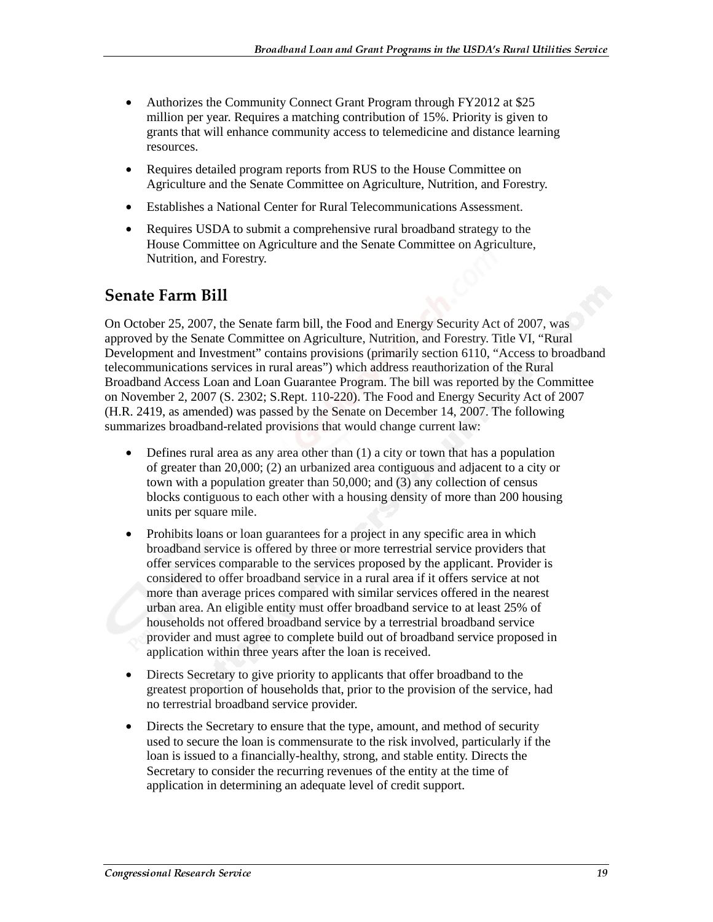- Authorizes the Community Connect Grant Program through FY2012 at $25 million per year. Requires a matching contribution of 15%. Priority is given to grants that will enhance community access to telemedicine and distance learning resources.
- Requires detailed program reports from RUS to the House Committee on Agriculture and the Senate Committee on Agriculture, Nutrition, and Forestry.
- Establishes a National Center for Rural Telecommunications Assessment.
- Requires USDA to submit a comprehensive rural broadband strategy to the House Committee on Agriculture and the Senate Committee on Agriculture, Nutrition, and Forestry.

## Senate Farm Bill

On October 25, 2007, the Senate farm bill, the Food and Energy Security Act of 2007, was approved by the Senate Committee on Agriculture, Nutrition, and Forestry. Title VI, "Rural Development and Investment" contains provisions (primarily section 6110, "Access to broadband telecommunications services in rural areas") which address reauthorization of the Rural Broadband Access Loan and Loan Guarantee Program. The bill was reported by the Committee on November 2, 2007 (S. 2302; S.Rept. 110-220). The Food and Energy Security Act of 2007 (H.R. 2419, as amended) was passed by the Senate on December 14, 2007. The following summarizes broadband-related provisions that would change current law:

- Defines rural area as any area other than (1) a city or town that has a population of greater than 20,000; (2) an urbanized area contiguous and adjacent to a city or town with a population greater than 50,000; and (3) any collection of census blocks contiguous to each other with a housing density of more than 200 housing units per square mile.
- Prohibits loans or loan guarantees for a project in any specific area in which broadband service is offered by three or more terrestrial service providers that offer services comparable to the services proposed by the applicant. Provider is considered to offer broadband service in a rural area if it offers service at not more than average prices compared with similar services offered in the nearest urban area. An eligible entity must offer broadband service to at least 25% of households not offered broadband service by a terrestrial broadband service provider and must agree to complete build out of broadband service proposed in application within three years after the loan is received.
- Directs Secretary to give priority to applicants that offer broadband to the greatest proportion of households that, prior to the provision of the service, had no terrestrial broadband service provider.
- Directs the Secretary to ensure that the type, amount, and method of security used to secure the loan is commensurate to the risk involved, particularly if the loan is issued to a financially-healthy, strong, and stable entity. Directs the Secretary to consider the recurring revenues of the entity at the time of application in determining an adequate level of credit support.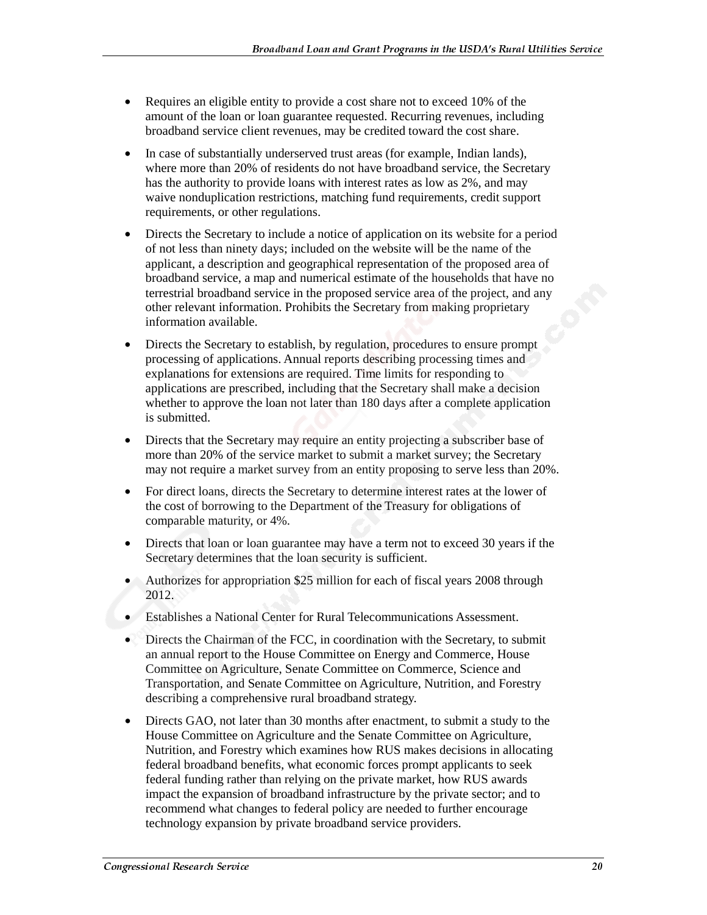- Requires an eligible entity to provide a cost share not to exceed 10% of the amount of the loan or loan guarantee requested. Recurring revenues, including broadband service client revenues, may be credited toward the cost share.
- In case of substantially underserved trust areas (for example, Indian lands), where more than 20% of residents do not have broadband service, the Secretary has the authority to provide loans with interest rates as low as 2%, and may waive nonduplication restrictions, matching fund requirements, credit support requirements, or other regulations.
- Directs the Secretary to include a notice of application on its website for a period of not less than ninety days; included on the website will be the name of the applicant, a description and geographical representation of the proposed area of broadband service, a map and numerical estimate of the households that have no terrestrial broadband service in the proposed service area of the project, and any other relevant information. Prohibits the Secretary from making proprietary information available.
- Directs the Secretary to establish, by regulation, procedures to ensure prompt processing of applications. Annual reports describing processing times and explanations for extensions are required. Time limits for responding to applications are prescribed, including that the Secretary shall make a decision whether to approve the loan not later than 180 days after a complete application is submitted.
- Directs that the Secretary may require an entity projecting a subscriber base of more than 20% of the service market to submit a market survey; the Secretary may not require a market survey from an entity proposing to serve less than 20%.
- For direct loans, directs the Secretary to determine interest rates at the lower of the cost of borrowing to the Department of the Treasury for obligations of comparable maturity, or 4%.
- Directs that loan or loan guarantee may have a term not to exceed 30 years if the Secretary determines that the loan security is sufficient.
- Authorizes for appropriation $25 million for each of fiscal years 2008 through 2012.
- Establishes a National Center for Rural Telecommunications Assessment.
- Directs the Chairman of the FCC, in coordination with the Secretary, to submit an annual report to the House Committee on Energy and Commerce, House Committee on Agriculture, Senate Committee on Commerce, Science and Transportation, and Senate Committee on Agriculture, Nutrition, and Forestry describing a comprehensive rural broadband strategy.
- Directs GAO, not later than 30 months after enactment, to submit a study to the House Committee on Agriculture and the Senate Committee on Agriculture, Nutrition, and Forestry which examines how RUS makes decisions in allocating federal broadband benefits, what economic forces prompt applicants to seek federal funding rather than relying on the private market, how RUS awards impact the expansion of broadband infrastructure by the private sector; and to recommend what changes to federal policy are needed to further encourage technology expansion by private broadband service providers.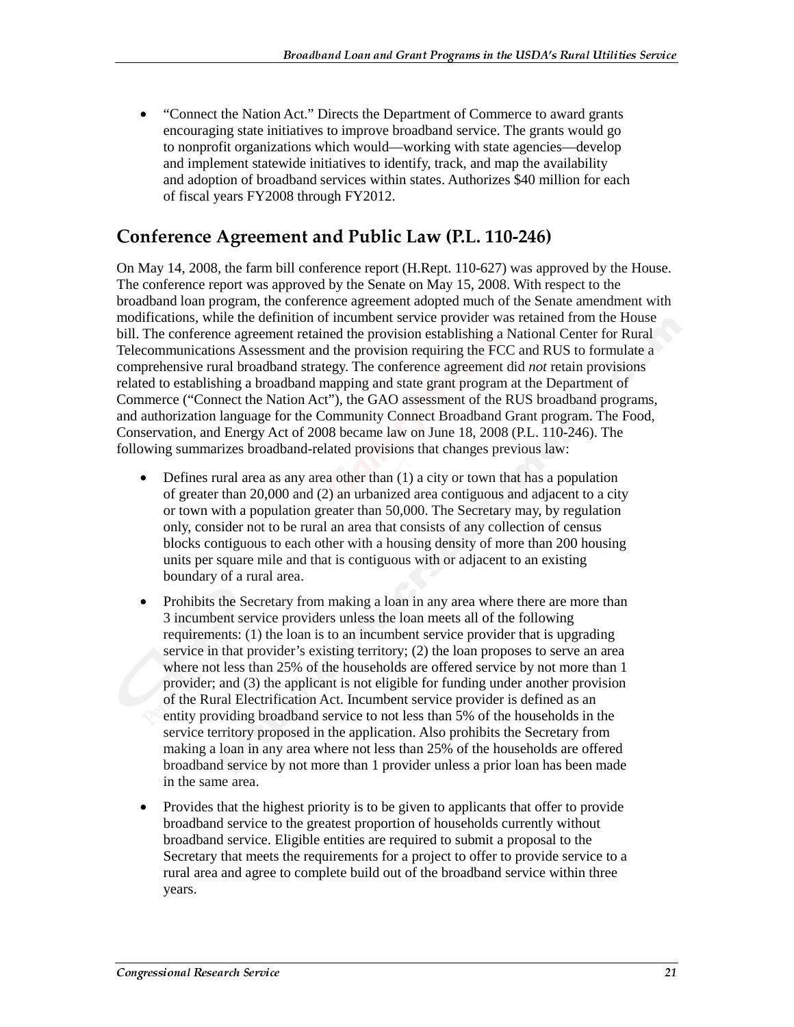- "Connect the Nation Act." Directs the Department of Commerce to award grants encouraging state initiatives to improve broadband service. The grants would go to nonprofit organizations which would—working with state agencies—develop and implement statewide initiatives to identify, track, and map the availability and adoption of broadband services within states. Authorizes $40 million for each of fiscal years FY2008 through FY2012.

## Conference Agreement and Public Law (P.L. 110-246)

On May 14, 2008, the farm bill conference report (H.Rept. 110-627) was approved by the House. The conference report was approved by the Senate on May 15, 2008. With respect to the broadband loan program, the conference agreement adopted much of the Senate amendment with modifications, while the definition of incumbent service provider was retained from the House bill. The conference agreement retained the provision establishing a National Center for Rural Telecommunications Assessment and the provision requiring the FCC and RUS to formulate a comprehensive rural broadband strategy. The conference agreement did *not* retain provisions related to establishing a broadband mapping and state grant program at the Department of Commerce ("Connect the Nation Act"), the GAO assessment of the RUS broadband programs, and authorization language for the Community Connect Broadband Grant program. The Food, Conservation, and Energy Act of 2008 became law on June 18, 2008 (P.L. 110-246). The following summarizes broadband-related provisions that changes previous law:

- Defines rural area as any area other than (1) a city or town that has a population of greater than 20,000 and (2) an urbanized area contiguous and adjacent to a city or town with a population greater than 50,000. The Secretary may, by regulation only, consider not to be rural an area that consists of any collection of census blocks contiguous to each other with a housing density of more than 200 housing units per square mile and that is contiguous with or adjacent to an existing boundary of a rural area.
- Prohibits the Secretary from making a loan in any area where there are more than 3 incumbent service providers unless the loan meets all of the following requirements: (1) the loan is to an incumbent service provider that is upgrading service in that provider's existing territory; (2) the loan proposes to serve an area where not less than 25% of the households are offered service by not more than 1 provider; and (3) the applicant is not eligible for funding under another provision of the Rural Electrification Act. Incumbent service provider is defined as an entity providing broadband service to not less than 5% of the households in the service territory proposed in the application. Also prohibits the Secretary from making a loan in any area where not less than 25% of the households are offered broadband service by not more than 1 provider unless a prior loan has been made in the same area.
- Provides that the highest priority is to be given to applicants that offer to provide broadband service to the greatest proportion of households currently without broadband service. Eligible entities are required to submit a proposal to the Secretary that meets the requirements for a project to offer to provide service to a rural area and agree to complete build out of the broadband service within three years.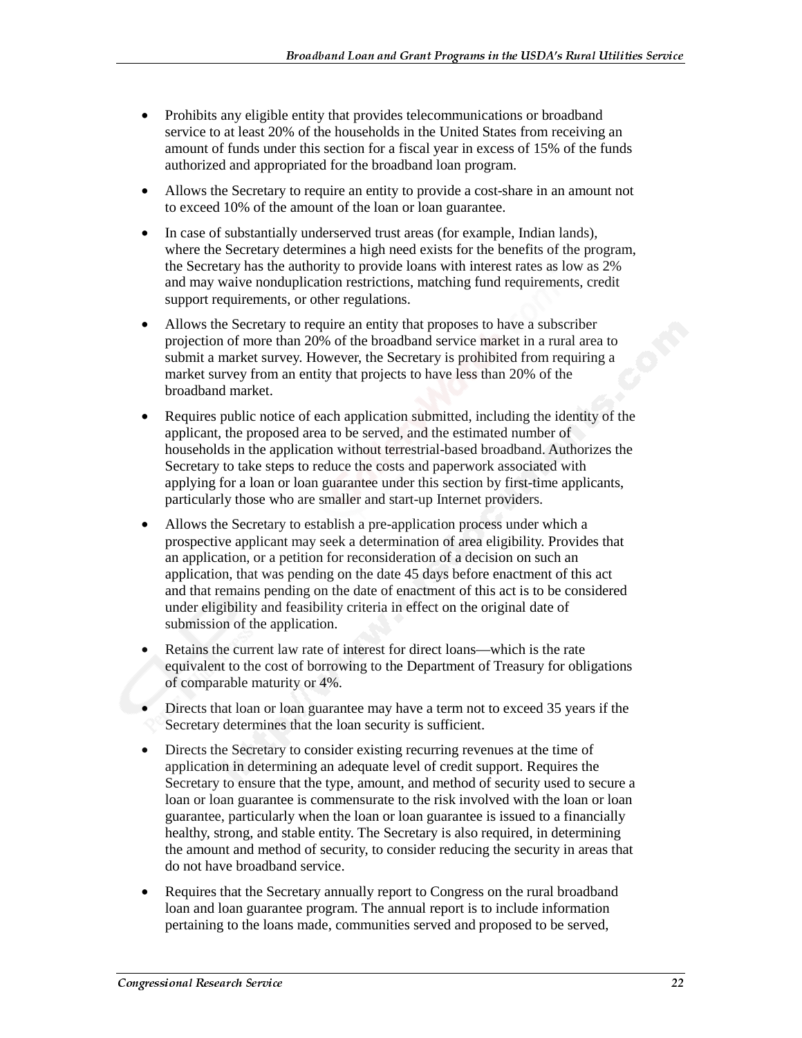- Prohibits any eligible entity that provides telecommunications or broadband service to at least 20% of the households in the United States from receiving an amount of funds under this section for a fiscal year in excess of 15% of the funds authorized and appropriated for the broadband loan program.
- Allows the Secretary to require an entity to provide a cost-share in an amount not to exceed 10% of the amount of the loan or loan guarantee.
- In case of substantially underserved trust areas (for example, Indian lands), where the Secretary determines a high need exists for the benefits of the program, the Secretary has the authority to provide loans with interest rates as low as 2% and may waive nonduplication restrictions, matching fund requirements, credit support requirements, or other regulations.
- Allows the Secretary to require an entity that proposes to have a subscriber projection of more than 20% of the broadband service market in a rural area to submit a market survey. However, the Secretary is prohibited from requiring a market survey from an entity that projects to have less than 20% of the broadband market.
- Requires public notice of each application submitted, including the identity of the applicant, the proposed area to be served, and the estimated number of households in the application without terrestrial-based broadband. Authorizes the Secretary to take steps to reduce the costs and paperwork associated with applying for a loan or loan guarantee under this section by first-time applicants, particularly those who are smaller and start-up Internet providers.
- Allows the Secretary to establish a pre-application process under which a prospective applicant may seek a determination of area eligibility. Provides that an application, or a petition for reconsideration of a decision on such an application, that was pending on the date 45 days before enactment of this act and that remains pending on the date of enactment of this act is to be considered under eligibility and feasibility criteria in effect on the original date of submission of the application.
- Retains the current law rate of interest for direct loans—which is the rate equivalent to the cost of borrowing to the Department of Treasury for obligations of comparable maturity or 4%.
- Directs that loan or loan guarantee may have a term not to exceed 35 years if the Secretary determines that the loan security is sufficient.
- Directs the Secretary to consider existing recurring revenues at the time of application in determining an adequate level of credit support. Requires the Secretary to ensure that the type, amount, and method of security used to secure a loan or loan guarantee is commensurate to the risk involved with the loan or loan guarantee, particularly when the loan or loan guarantee is issued to a financially healthy, strong, and stable entity. The Secretary is also required, in determining the amount and method of security, to consider reducing the security in areas that do not have broadband service.
- Requires that the Secretary annually report to Congress on the rural broadband loan and loan guarantee program. The annual report is to include information pertaining to the loans made, communities served and proposed to be served,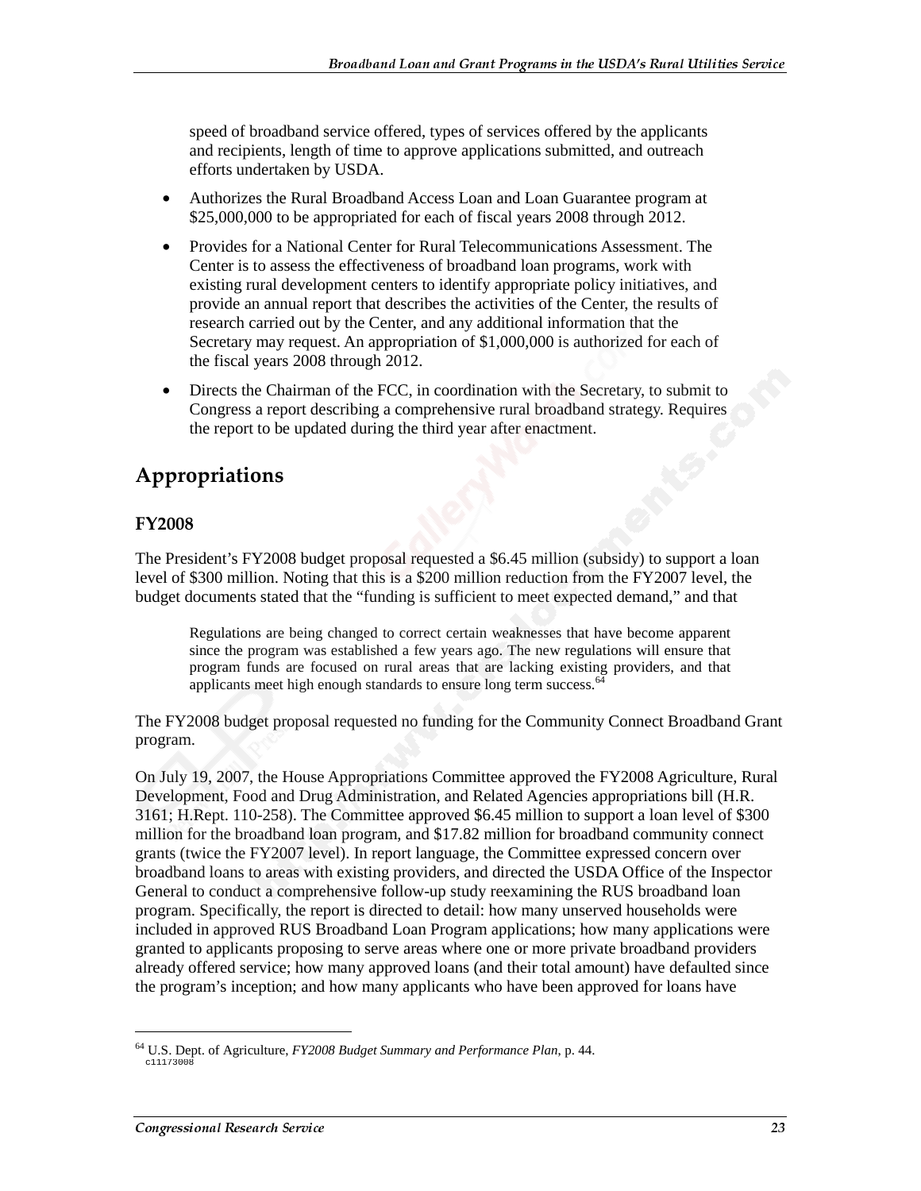speed of broadband service offered, types of services offered by the applicants and recipients, length of time to approve applications submitted, and outreach efforts undertaken by USDA.

- Authorizes the Rural Broadband Access Loan and Loan Guarantee program at $25,000,000 to be appropriated for each of fiscal years 2008 through 2012.
- Provides for a National Center for Rural Telecommunications Assessment. The Center is to assess the effectiveness of broadband loan programs, work with existing rural development centers to identify appropriate policy initiatives, and provide an annual report that describes the activities of the Center, the results of research carried out by the Center, and any additional information that the Secretary may request. An appropriation of $1,000,000 is authorized for each of the fiscal years 2008 through 2012.
- Directs the Chairman of the FCC, in coordination with the Secretary, to submit to Congress a report describing a comprehensive rural broadband strategy. Requires the report to be updated during the third year after enactment.

## Appropriations

### FY2008

The President's FY2008 budget proposal requested a $6.45 million (subsidy) to support a loan level of $300 million. Noting that this is a $200 million reduction from the FY2007 level, the budget documents stated that the "funding is sufficient to meet expected demand," and that

> Regulations are being changed to correct certain weaknesses that have become apparent since the program was established a few years ago. The new regulations will ensure that program funds are focused on rural areas that are lacking existing providers, and that applicants meet high enough standards to ensure long term success.[64]

The FY2008 budget proposal requested no funding for the Community Connect Broadband Grant program.

On July 19, 2007, the House Appropriations Committee approved the FY2008 Agriculture, Rural Development, Food and Drug Administration, and Related Agencies appropriations bill (H.R. 3161; H.Rept. 110-258). The Committee approved $6.45 million to support a loan level of $300 million for the broadband loan program, and $17.82 million for broadband community connect grants (twice the FY2007 level). In report language, the Committee expressed concern over broadband loans to areas with existing providers, and directed the USDA Office of the Inspector General to conduct a comprehensive follow-up study reexamining the RUS broadband loan program. Specifically, the report is directed to detail: how many unserved households were included in approved RUS Broadband Loan Program applications; how many applications were granted to applicants proposing to serve areas where one or more private broadband providers already offered service; how many approved loans (and their total amount) have defaulted since the program's inception; and how many applicants who have been approved for loans have

[64] U.S. Dept. of Agriculture, *FY2008 Budget Summary and Performance Plan*, p. 44.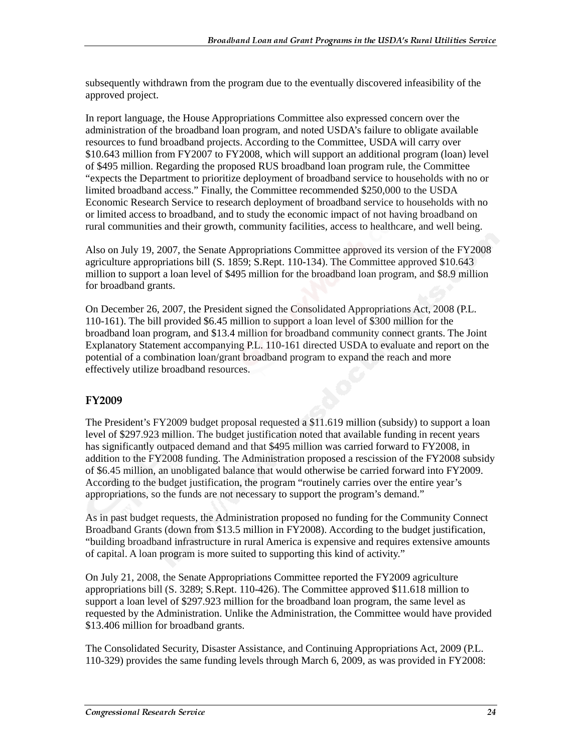subsequently withdrawn from the program due to the eventually discovered infeasibility of the approved project.

In report language, the House Appropriations Committee also expressed concern over the administration of the broadband loan program, and noted USDA's failure to obligate available resources to fund broadband projects. According to the Committee, USDA will carry over $10.643 million from FY2007 to FY2008, which will support an additional program (loan) level of $495 million. Regarding the proposed RUS broadband loan program rule, the Committee "expects the Department to prioritize deployment of broadband service to households with no or limited broadband access." Finally, the Committee recommended $250,000 to the USDA Economic Research Service to research deployment of broadband service to households with no or limited access to broadband, and to study the economic impact of not having broadband on rural communities and their growth, community facilities, access to healthcare, and well being.

Also on July 19, 2007, the Senate Appropriations Committee approved its version of the FY2008 agriculture appropriations bill (S. 1859; S.Rept. 110-134). The Committee approved $10.643 million to support a loan level of $495 million for the broadband loan program, and $8.9 million for broadband grants.

On December 26, 2007, the President signed the Consolidated Appropriations Act, 2008 (P.L. 110-161). The bill provided $6.45 million to support a loan level of $300 million for the broadband loan program, and $13.4 million for broadband community connect grants. The Joint Explanatory Statement accompanying P.L. 110-161 directed USDA to evaluate and report on the potential of a combination loan/grant broadband program to expand the reach and more effectively utilize broadband resources.

### FY2009

The President's FY2009 budget proposal requested a $11.619 million (subsidy) to support a loan level of $297.923 million. The budget justification noted that available funding in recent years has significantly outpaced demand and that $495 million was carried forward to FY2008, in addition to the FY2008 funding. The Administration proposed a rescission of the FY2008 subsidy of $6.45 million, an unobligated balance that would otherwise be carried forward into FY2009. According to the budget justification, the program "routinely carries over the entire year's appropriations, so the funds are not necessary to support the program's demand."

As in past budget requests, the Administration proposed no funding for the Community Connect Broadband Grants (down from $13.5 million in FY2008). According to the budget justification, "building broadband infrastructure in rural America is expensive and requires extensive amounts of capital. A loan program is more suited to supporting this kind of activity."

On July 21, 2008, the Senate Appropriations Committee reported the FY2009 agriculture appropriations bill (S. 3289; S.Rept. 110-426). The Committee approved $11.618 million to support a loan level of $297.923 million for the broadband loan program, the same level as requested by the Administration. Unlike the Administration, the Committee would have provided $13.406 million for broadband grants.

The Consolidated Security, Disaster Assistance, and Continuing Appropriations Act, 2009 (P.L. 110-329) provides the same funding levels through March 6, 2009, as was provided in FY2008: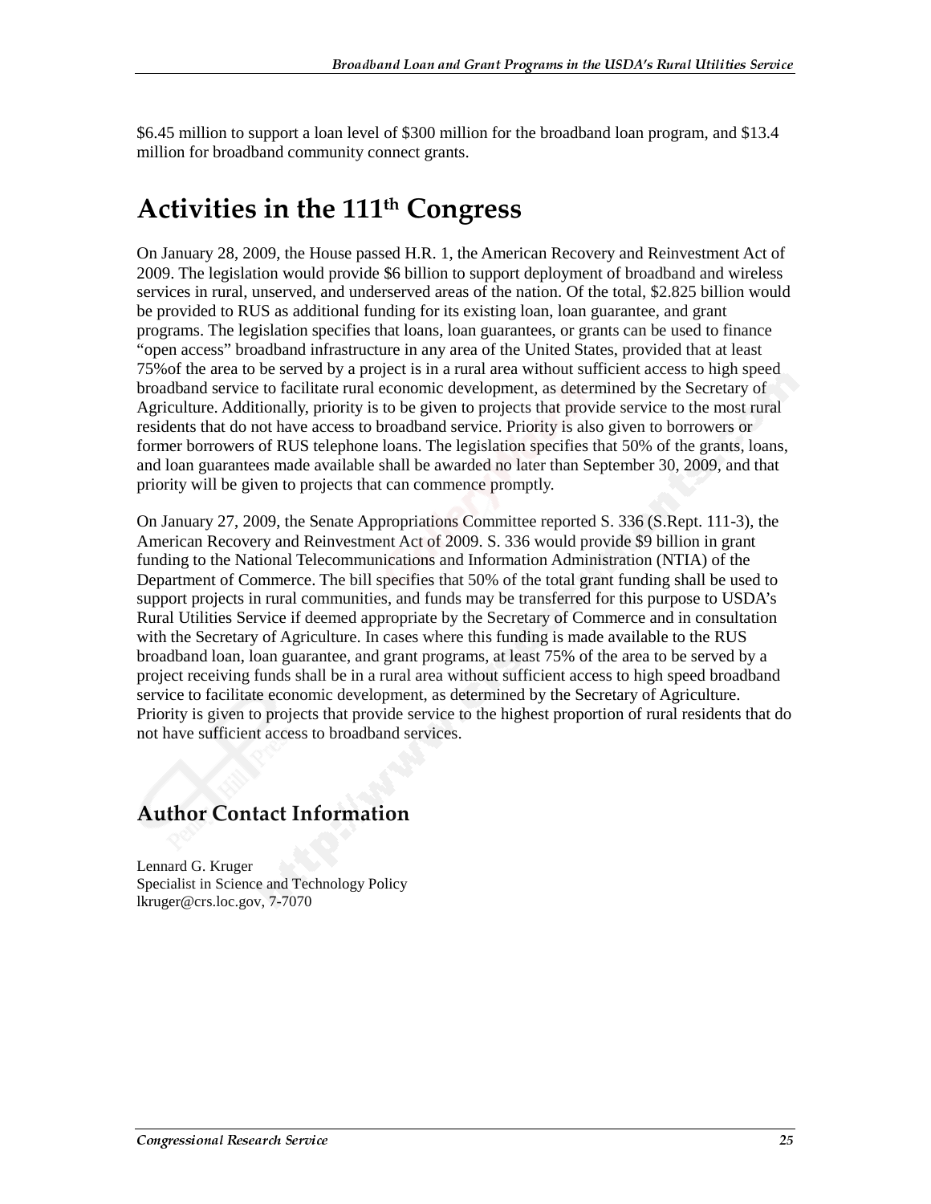$6.45 million to support a loan level of $300 million for the broadband loan program, and $13.4 million for broadband community connect grants.

# Activities in the 111th Congress

On January 28, 2009, the House passed H.R. 1, the American Recovery and Reinvestment Act of 2009. The legislation would provide $6 billion to support deployment of broadband and wireless services in rural, unserved, and underserved areas of the nation. Of the total, $2.825 billion would be provided to RUS as additional funding for its existing loan, loan guarantee, and grant programs. The legislation specifies that loans, loan guarantees, or grants can be used to finance "open access" broadband infrastructure in any area of the United States, provided that at least 75%of the area to be served by a project is in a rural area without sufficient access to high speed broadband service to facilitate rural economic development, as determined by the Secretary of Agriculture. Additionally, priority is to be given to projects that provide service to the most rural residents that do not have access to broadband service. Priority is also given to borrowers or former borrowers of RUS telephone loans. The legislation specifies that 50% of the grants, loans, and loan guarantees made available shall be awarded no later than September 30, 2009, and that priority will be given to projects that can commence promptly.

On January 27, 2009, the Senate Appropriations Committee reported S. 336 (S.Rept. 111-3), the American Recovery and Reinvestment Act of 2009. S. 336 would provide $9 billion in grant funding to the National Telecommunications and Information Administration (NTIA) of the Department of Commerce. The bill specifies that 50% of the total grant funding shall be used to support projects in rural communities, and funds may be transferred for this purpose to USDA's Rural Utilities Service if deemed appropriate by the Secretary of Commerce and in consultation with the Secretary of Agriculture. In cases where this funding is made available to the RUS broadband loan, loan guarantee, and grant programs, at least 75% of the area to be served by a project receiving funds shall be in a rural area without sufficient access to high speed broadband service to facilitate economic development, as determined by the Secretary of Agriculture. Priority is given to projects that provide service to the highest proportion of rural residents that do not have sufficient access to broadband services.

## Author Contact Information

Lennard G. Kruger
Specialist in Science and Technology Policy
lkruger@crs.loc.gov, 7-7070